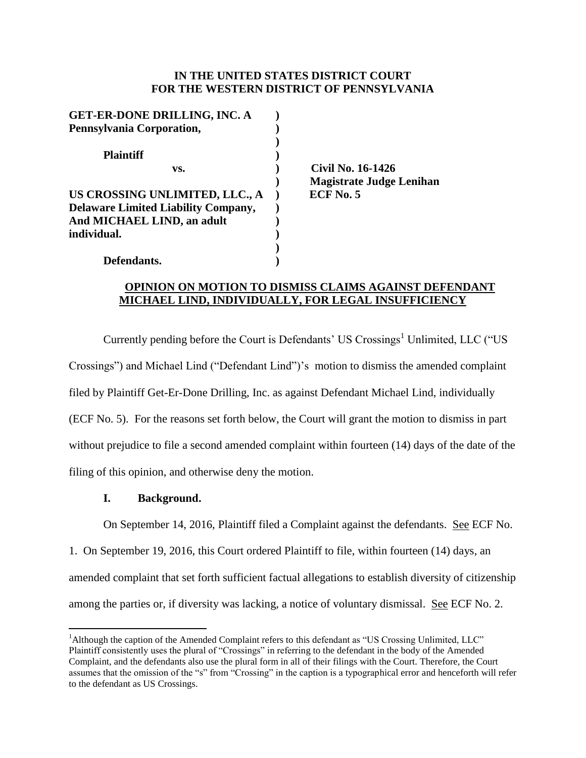**IN THE UNITED STATES DISTRICT COURT**
**FOR THE WESTERN DISTRICT OF PENNSYLVANIA**

| | | |
|---|---|---|
| **GET-ER-DONE DRILLING, INC. A Pennsylvania Corporation,** | ) | |
| | ) | |
| **Plaintiff** | ) | |
| **vs.** | ) | **Civil No. 16-1426** |
| | ) | **Magistrate Judge Lenihan** |
| **US CROSSING UNLIMITED, LLC., A Delaware Limited Liability Company, And MICHAEL LIND, an adult individual.** | ) | **ECF No. 5** |
| | ) | |
| **Defendants.** | ) | |

**OPINION ON MOTION TO DISMISS CLAIMS AGAINST DEFENDANT MICHAEL LIND, INDIVIDUALLY, FOR LEGAL INSUFFICIENCY**

Currently pending before the Court is Defendants' US Crossings[1] Unlimited, LLC ("US Crossings") and Michael Lind ("Defendant Lind")'s motion to dismiss the amended complaint filed by Plaintiff Get-Er-Done Drilling, Inc. as against Defendant Michael Lind, individually (ECF No. 5). For the reasons set forth below, the Court will grant the motion to dismiss in part without prejudice to file a second amended complaint within fourteen (14) days of the date of the filing of this opinion, and otherwise deny the motion.

## I. Background.

On September 14, 2016, Plaintiff filed a Complaint against the defendants. See ECF No. 1. On September 19, 2016, this Court ordered Plaintiff to file, within fourteen (14) days, an amended complaint that set forth sufficient factual allegations to establish diversity of citizenship among the parties or, if diversity was lacking, a notice of voluntary dismissal. See ECF No. 2.

[1]Although the caption of the Amended Complaint refers to this defendant as "US Crossing Unlimited, LLC" Plaintiff consistently uses the plural of "Crossings" in referring to the defendant in the body of the Amended Complaint, and the defendants also use the plural form in all of their filings with the Court. Therefore, the Court assumes that the omission of the "s" from "Crossing" in the caption is a typographical error and henceforth will refer to the defendant as US Crossings.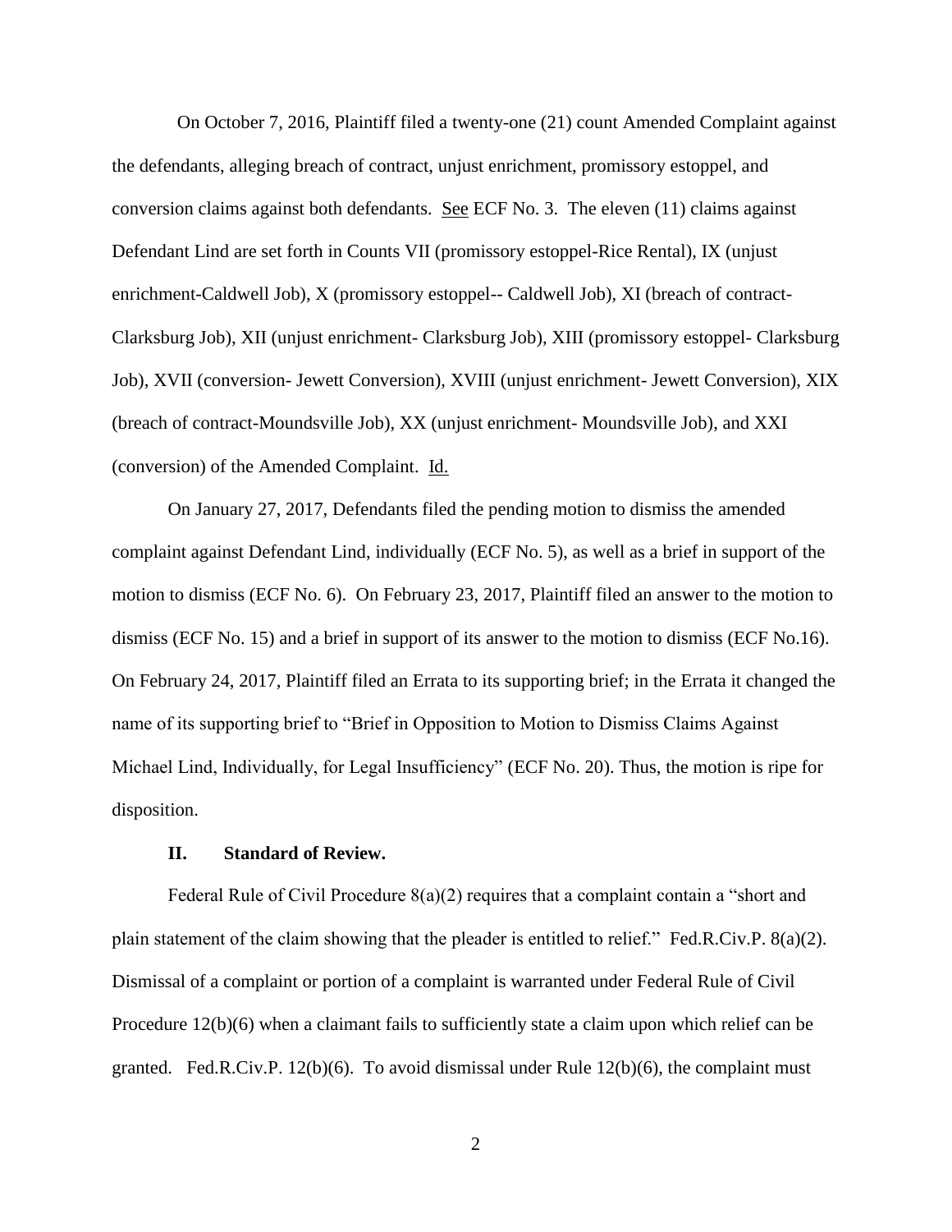On October 7, 2016, Plaintiff filed a twenty-one (21) count Amended Complaint against the defendants, alleging breach of contract, unjust enrichment, promissory estoppel, and conversion claims against both defendants. See ECF No. 3. The eleven (11) claims against Defendant Lind are set forth in Counts VII (promissory estoppel-Rice Rental), IX (unjust enrichment-Caldwell Job), X (promissory estoppel-- Caldwell Job), XI (breach of contract-Clarksburg Job), XII (unjust enrichment- Clarksburg Job), XIII (promissory estoppel- Clarksburg Job), XVII (conversion- Jewett Conversion), XVIII (unjust enrichment- Jewett Conversion), XIX (breach of contract-Moundsville Job), XX (unjust enrichment- Moundsville Job), and XXI (conversion) of the Amended Complaint. Id.

On January 27, 2017, Defendants filed the pending motion to dismiss the amended complaint against Defendant Lind, individually (ECF No. 5), as well as a brief in support of the motion to dismiss (ECF No. 6). On February 23, 2017, Plaintiff filed an answer to the motion to dismiss (ECF No. 15) and a brief in support of its answer to the motion to dismiss (ECF No.16). On February 24, 2017, Plaintiff filed an Errata to its supporting brief; in the Errata it changed the name of its supporting brief to "Brief in Opposition to Motion to Dismiss Claims Against Michael Lind, Individually, for Legal Insufficiency" (ECF No. 20). Thus, the motion is ripe for disposition.

## II. Standard of Review.

Federal Rule of Civil Procedure 8(a)(2) requires that a complaint contain a "short and plain statement of the claim showing that the pleader is entitled to relief." Fed.R.Civ.P. 8(a)(2). Dismissal of a complaint or portion of a complaint is warranted under Federal Rule of Civil Procedure 12(b)(6) when a claimant fails to sufficiently state a claim upon which relief can be granted. Fed.R.Civ.P. 12(b)(6). To avoid dismissal under Rule 12(b)(6), the complaint must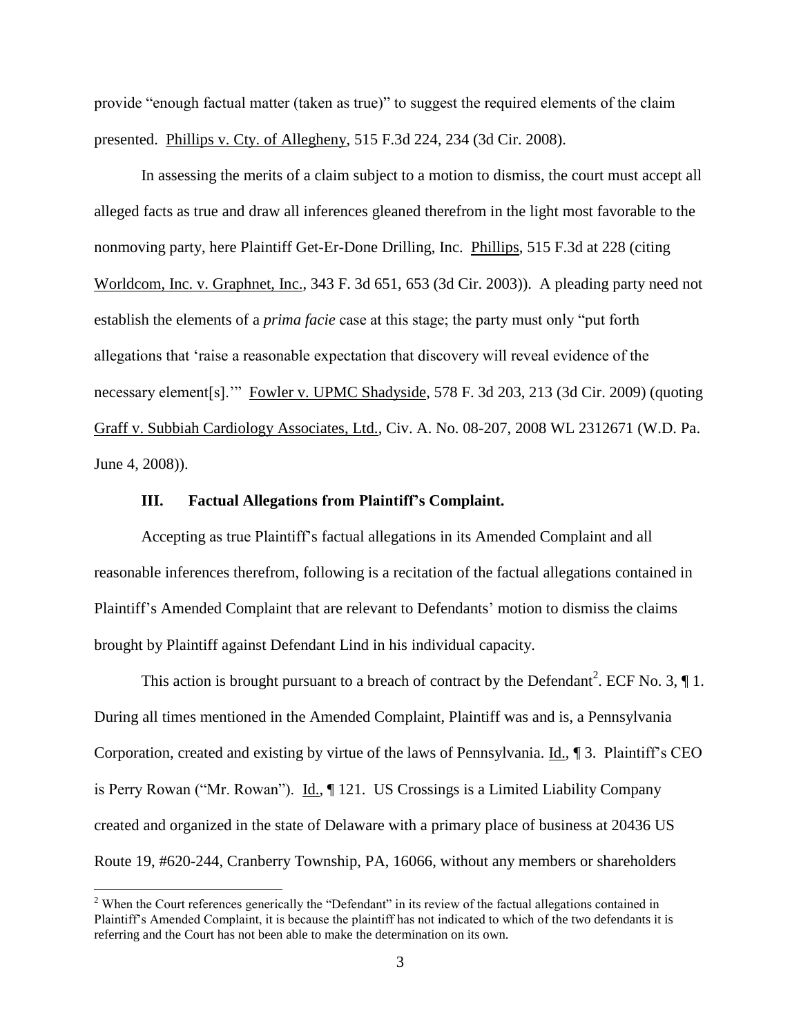provide "enough factual matter (taken as true)" to suggest the required elements of the claim presented. Phillips v. Cty. of Allegheny, 515 F.3d 224, 234 (3d Cir. 2008).

In assessing the merits of a claim subject to a motion to dismiss, the court must accept all alleged facts as true and draw all inferences gleaned therefrom in the light most favorable to the nonmoving party, here Plaintiff Get-Er-Done Drilling, Inc. Phillips, 515 F.3d at 228 (citing Worldcom, Inc. v. Graphnet, Inc., 343 F. 3d 651, 653 (3d Cir. 2003)). A pleading party need not establish the elements of a *prima facie* case at this stage; the party must only "put forth allegations that 'raise a reasonable expectation that discovery will reveal evidence of the necessary element[s].'" Fowler v. UPMC Shadyside, 578 F. 3d 203, 213 (3d Cir. 2009) (quoting Graff v. Subbiah Cardiology Associates, Ltd., Civ. A. No. 08-207, 2008 WL 2312671 (W.D. Pa. June 4, 2008)).

### III. Factual Allegations from Plaintiff's Complaint.

Accepting as true Plaintiff's factual allegations in its Amended Complaint and all reasonable inferences therefrom, following is a recitation of the factual allegations contained in Plaintiff's Amended Complaint that are relevant to Defendants' motion to dismiss the claims brought by Plaintiff against Defendant Lind in his individual capacity.

This action is brought pursuant to a breach of contract by the Defendant[2]. ECF No. 3, ¶ 1. During all times mentioned in the Amended Complaint, Plaintiff was and is, a Pennsylvania Corporation, created and existing by virtue of the laws of Pennsylvania. Id., ¶ 3. Plaintiff's CEO is Perry Rowan ("Mr. Rowan"). Id., ¶ 121. US Crossings is a Limited Liability Company created and organized in the state of Delaware with a primary place of business at 20436 US Route 19, #620-244, Cranberry Township, PA, 16066, without any members or shareholders

[2] When the Court references generically the "Defendant" in its review of the factual allegations contained in Plaintiff's Amended Complaint, it is because the plaintiff has not indicated to which of the two defendants it is referring and the Court has not been able to make the determination on its own.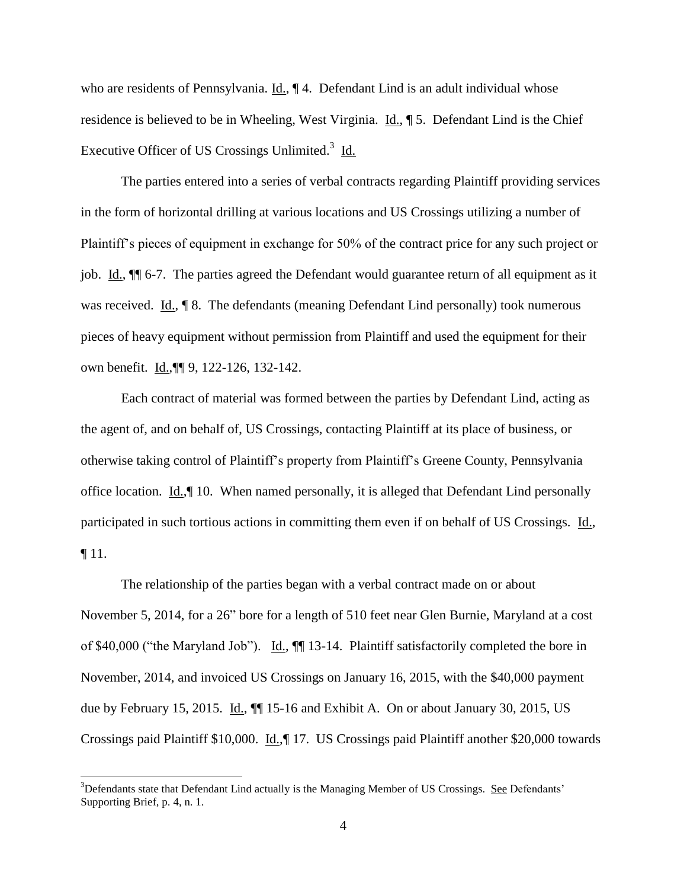who are residents of Pennsylvania. Id., ¶ 4. Defendant Lind is an adult individual whose residence is believed to be in Wheeling, West Virginia. Id., ¶ 5. Defendant Lind is the Chief Executive Officer of US Crossings Unlimited.[3] Id.

The parties entered into a series of verbal contracts regarding Plaintiff providing services in the form of horizontal drilling at various locations and US Crossings utilizing a number of Plaintiff's pieces of equipment in exchange for 50% of the contract price for any such project or job. Id., ¶¶ 6-7. The parties agreed the Defendant would guarantee return of all equipment as it was received. Id., ¶ 8. The defendants (meaning Defendant Lind personally) took numerous pieces of heavy equipment without permission from Plaintiff and used the equipment for their own benefit. Id.,¶¶ 9, 122-126, 132-142.

Each contract of material was formed between the parties by Defendant Lind, acting as the agent of, and on behalf of, US Crossings, contacting Plaintiff at its place of business, or otherwise taking control of Plaintiff's property from Plaintiff's Greene County, Pennsylvania office location. Id.,¶ 10. When named personally, it is alleged that Defendant Lind personally participated in such tortious actions in committing them even if on behalf of US Crossings. Id., ¶ 11.

The relationship of the parties began with a verbal contract made on or about November 5, 2014, for a 26" bore for a length of 510 feet near Glen Burnie, Maryland at a cost of $40,000 ("the Maryland Job"). Id., ¶¶ 13-14. Plaintiff satisfactorily completed the bore in November, 2014, and invoiced US Crossings on January 16, 2015, with the $40,000 payment due by February 15, 2015. Id., ¶¶ 15-16 and Exhibit A. On or about January 30, 2015, US Crossings paid Plaintiff $10,000. Id.,¶ 17. US Crossings paid Plaintiff another $20,000 towards

---

[3] Defendants state that Defendant Lind actually is the Managing Member of US Crossings. See Defendants' Supporting Brief, p. 4, n. 1.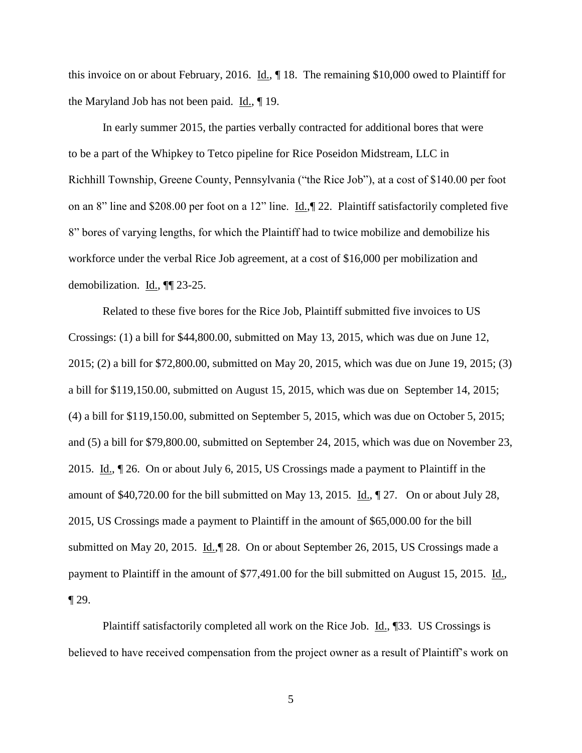this invoice on or about February, 2016. Id., ¶ 18. The remaining $10,000 owed to Plaintiff for the Maryland Job has not been paid. Id., ¶ 19.

In early summer 2015, the parties verbally contracted for additional bores that were to be a part of the Whipkey to Tetco pipeline for Rice Poseidon Midstream, LLC in Richhill Township, Greene County, Pennsylvania ("the Rice Job"), at a cost of $140.00 per foot on an 8" line and $208.00 per foot on a 12" line. Id.,¶ 22. Plaintiff satisfactorily completed five 8" bores of varying lengths, for which the Plaintiff had to twice mobilize and demobilize his workforce under the verbal Rice Job agreement, at a cost of $16,000 per mobilization and demobilization. Id., ¶¶ 23-25.

Related to these five bores for the Rice Job, Plaintiff submitted five invoices to US Crossings: (1) a bill for $44,800.00, submitted on May 13, 2015, which was due on June 12, 2015; (2) a bill for $72,800.00, submitted on May 20, 2015, which was due on June 19, 2015; (3) a bill for $119,150.00, submitted on August 15, 2015, which was due on September 14, 2015; (4) a bill for $119,150.00, submitted on September 5, 2015, which was due on October 5, 2015; and (5) a bill for $79,800.00, submitted on September 24, 2015, which was due on November 23, 2015. Id., ¶ 26. On or about July 6, 2015, US Crossings made a payment to Plaintiff in the amount of $40,720.00 for the bill submitted on May 13, 2015. Id., ¶ 27. On or about July 28, 2015, US Crossings made a payment to Plaintiff in the amount of $65,000.00 for the bill submitted on May 20, 2015. Id.,¶ 28. On or about September 26, 2015, US Crossings made a payment to Plaintiff in the amount of $77,491.00 for the bill submitted on August 15, 2015. Id., ¶ 29.

Plaintiff satisfactorily completed all work on the Rice Job. Id., ¶33. US Crossings is believed to have received compensation from the project owner as a result of Plaintiff's work on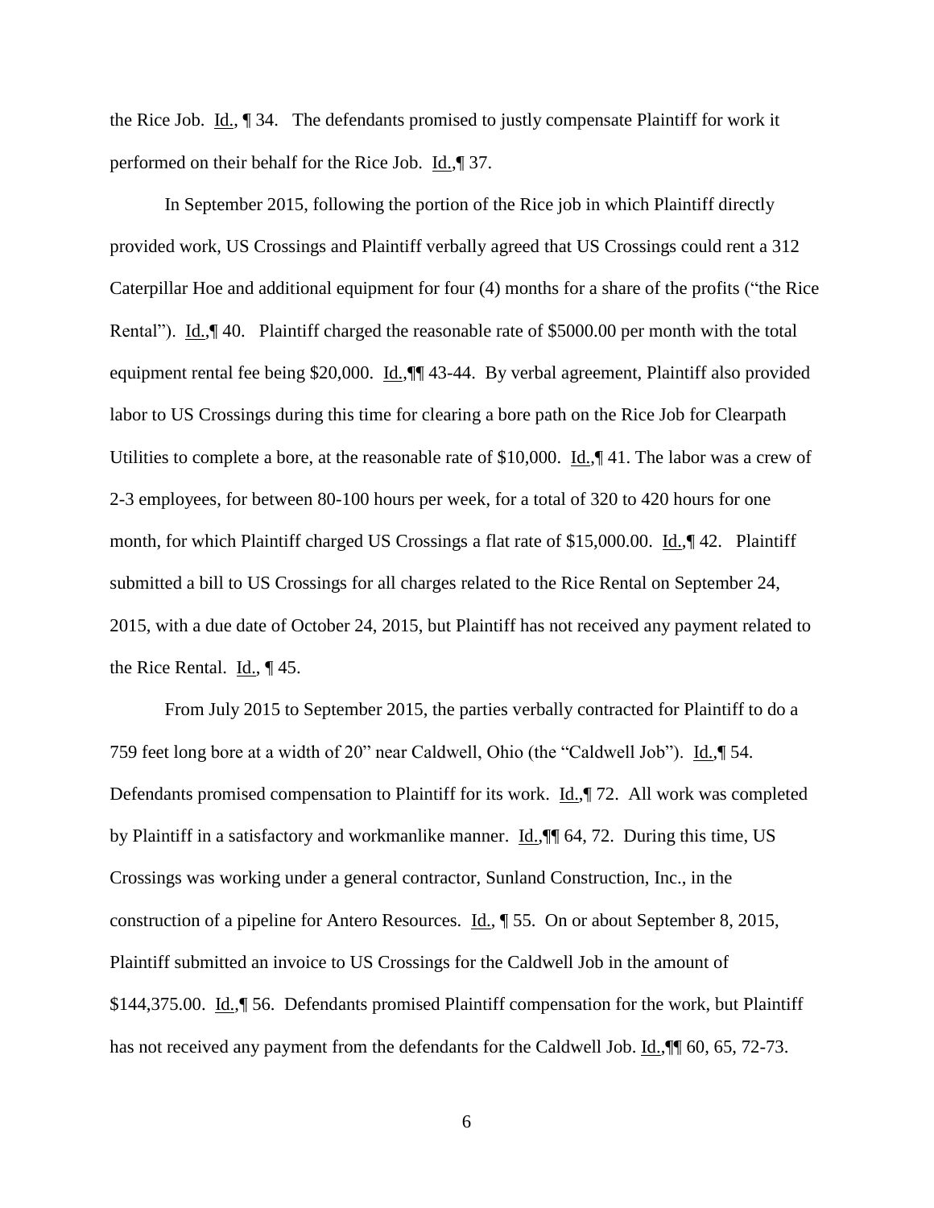the Rice Job. Id., ¶ 34. The defendants promised to justly compensate Plaintiff for work it performed on their behalf for the Rice Job. Id.,¶ 37.

In September 2015, following the portion of the Rice job in which Plaintiff directly provided work, US Crossings and Plaintiff verbally agreed that US Crossings could rent a 312 Caterpillar Hoe and additional equipment for four (4) months for a share of the profits ("the Rice Rental"). Id.,¶ 40. Plaintiff charged the reasonable rate of $5000.00 per month with the total equipment rental fee being $20,000. Id.,¶¶ 43-44. By verbal agreement, Plaintiff also provided labor to US Crossings during this time for clearing a bore path on the Rice Job for Clearpath Utilities to complete a bore, at the reasonable rate of $10,000. Id.,¶ 41. The labor was a crew of 2-3 employees, for between 80-100 hours per week, for a total of 320 to 420 hours for one month, for which Plaintiff charged US Crossings a flat rate of $15,000.00. Id.,¶ 42. Plaintiff submitted a bill to US Crossings for all charges related to the Rice Rental on September 24, 2015, with a due date of October 24, 2015, but Plaintiff has not received any payment related to the Rice Rental. Id., ¶ 45.

From July 2015 to September 2015, the parties verbally contracted for Plaintiff to do a 759 feet long bore at a width of 20" near Caldwell, Ohio (the "Caldwell Job"). Id.,¶ 54. Defendants promised compensation to Plaintiff for its work. Id.,¶ 72. All work was completed by Plaintiff in a satisfactory and workmanlike manner. Id.,¶¶ 64, 72. During this time, US Crossings was working under a general contractor, Sunland Construction, Inc., in the construction of a pipeline for Antero Resources. Id., ¶ 55. On or about September 8, 2015, Plaintiff submitted an invoice to US Crossings for the Caldwell Job in the amount of $144,375.00. Id.,¶ 56. Defendants promised Plaintiff compensation for the work, but Plaintiff has not received any payment from the defendants for the Caldwell Job. Id.,¶¶ 60, 65, 72-73.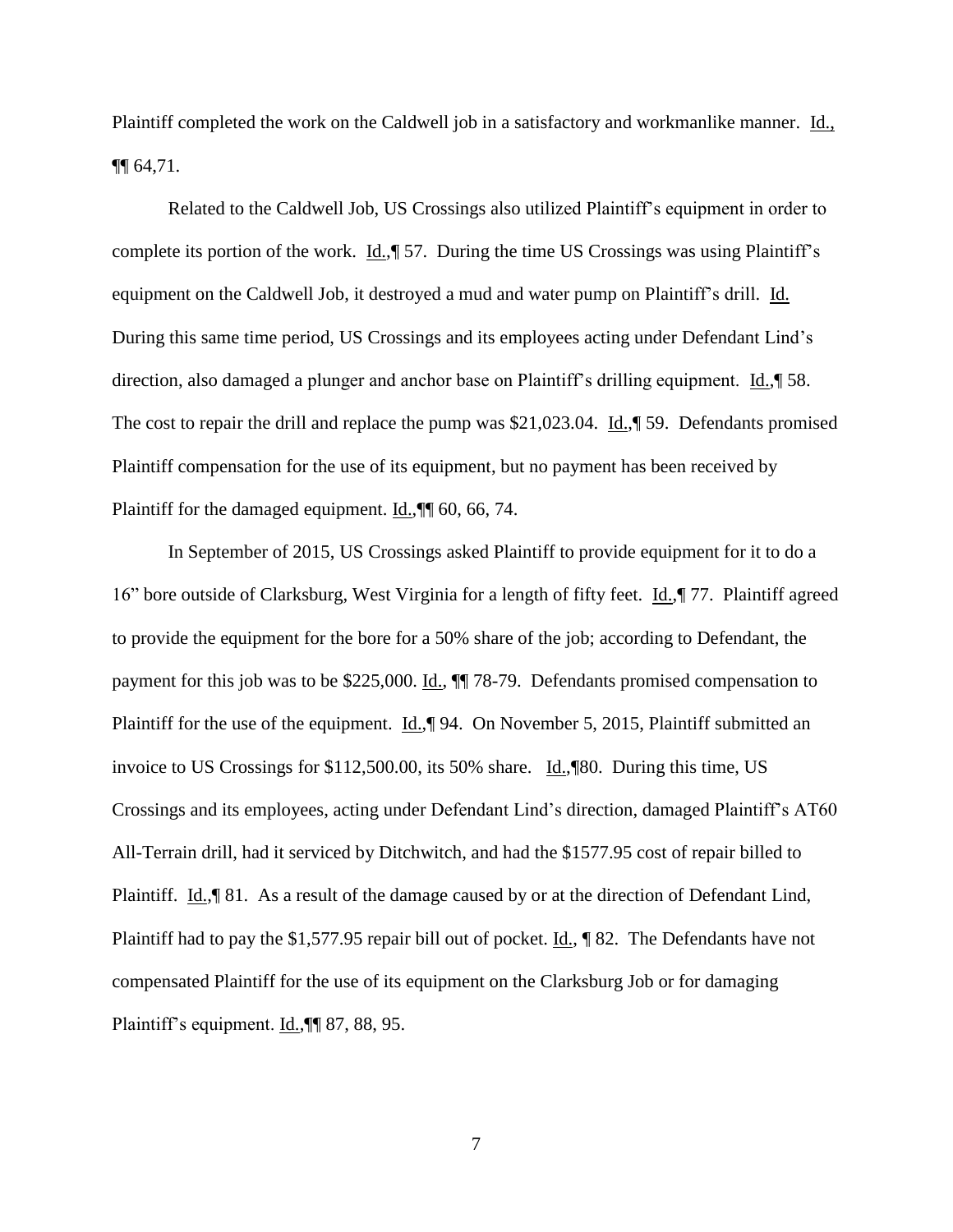Plaintiff completed the work on the Caldwell job in a satisfactory and workmanlike manner. Id., ¶¶ 64,71.

Related to the Caldwell Job, US Crossings also utilized Plaintiff's equipment in order to complete its portion of the work. Id.,¶ 57. During the time US Crossings was using Plaintiff's equipment on the Caldwell Job, it destroyed a mud and water pump on Plaintiff's drill. Id. During this same time period, US Crossings and its employees acting under Defendant Lind's direction, also damaged a plunger and anchor base on Plaintiff's drilling equipment. Id.,¶ 58. The cost to repair the drill and replace the pump was $21,023.04. Id.,¶ 59. Defendants promised Plaintiff compensation for the use of its equipment, but no payment has been received by Plaintiff for the damaged equipment. Id.,¶¶ 60, 66, 74.

In September of 2015, US Crossings asked Plaintiff to provide equipment for it to do a 16" bore outside of Clarksburg, West Virginia for a length of fifty feet. Id.,¶ 77. Plaintiff agreed to provide the equipment for the bore for a 50% share of the job; according to Defendant, the payment for this job was to be $225,000. Id., ¶¶ 78-79. Defendants promised compensation to Plaintiff for the use of the equipment. Id.,¶ 94. On November 5, 2015, Plaintiff submitted an invoice to US Crossings for $112,500.00, its 50% share. Id.,¶80. During this time, US Crossings and its employees, acting under Defendant Lind's direction, damaged Plaintiff's AT60 All-Terrain drill, had it serviced by Ditchwitch, and had the $1577.95 cost of repair billed to Plaintiff. Id.,¶ 81. As a result of the damage caused by or at the direction of Defendant Lind, Plaintiff had to pay the $1,577.95 repair bill out of pocket. Id., ¶ 82. The Defendants have not compensated Plaintiff for the use of its equipment on the Clarksburg Job or for damaging Plaintiff's equipment. Id.,¶¶ 87, 88, 95.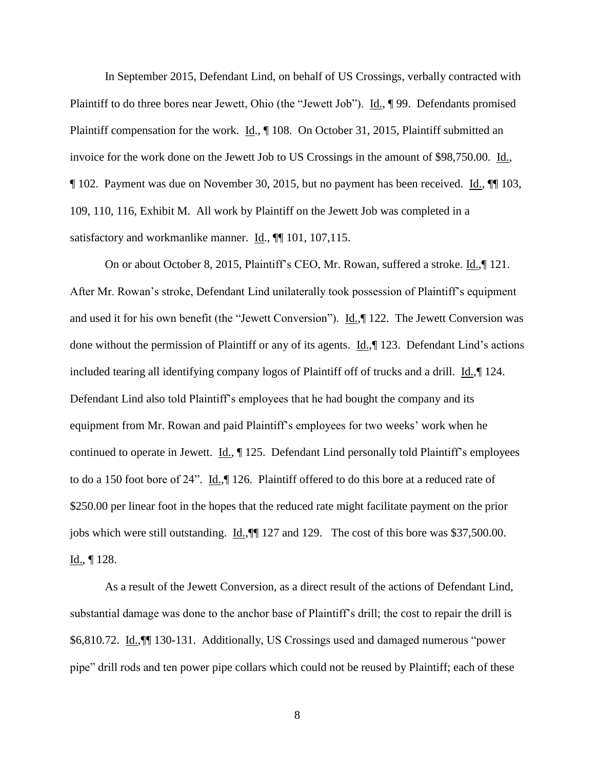In September 2015, Defendant Lind, on behalf of US Crossings, verbally contracted with Plaintiff to do three bores near Jewett, Ohio (the "Jewett Job"). Id., ¶ 99. Defendants promised Plaintiff compensation for the work. Id., ¶ 108. On October 31, 2015, Plaintiff submitted an invoice for the work done on the Jewett Job to US Crossings in the amount of $98,750.00. Id., ¶ 102. Payment was due on November 30, 2015, but no payment has been received. Id., ¶¶ 103, 109, 110, 116, Exhibit M. All work by Plaintiff on the Jewett Job was completed in a satisfactory and workmanlike manner. Id., ¶¶ 101, 107,115.

On or about October 8, 2015, Plaintiff's CEO, Mr. Rowan, suffered a stroke. Id.,¶ 121. After Mr. Rowan's stroke, Defendant Lind unilaterally took possession of Plaintiff's equipment and used it for his own benefit (the "Jewett Conversion"). Id.,¶ 122. The Jewett Conversion was done without the permission of Plaintiff or any of its agents. Id.,¶ 123. Defendant Lind's actions included tearing all identifying company logos of Plaintiff off of trucks and a drill. Id.,¶ 124. Defendant Lind also told Plaintiff's employees that he had bought the company and its equipment from Mr. Rowan and paid Plaintiff's employees for two weeks' work when he continued to operate in Jewett. Id., ¶ 125. Defendant Lind personally told Plaintiff's employees to do a 150 foot bore of 24". Id.,¶ 126. Plaintiff offered to do this bore at a reduced rate of $250.00 per linear foot in the hopes that the reduced rate might facilitate payment on the prior jobs which were still outstanding. Id.,¶¶ 127 and 129. The cost of this bore was $37,500.00. Id., ¶ 128.

As a result of the Jewett Conversion, as a direct result of the actions of Defendant Lind, substantial damage was done to the anchor base of Plaintiff's drill; the cost to repair the drill is $6,810.72. Id.,¶¶ 130-131. Additionally, US Crossings used and damaged numerous "power pipe" drill rods and ten power pipe collars which could not be reused by Plaintiff; each of these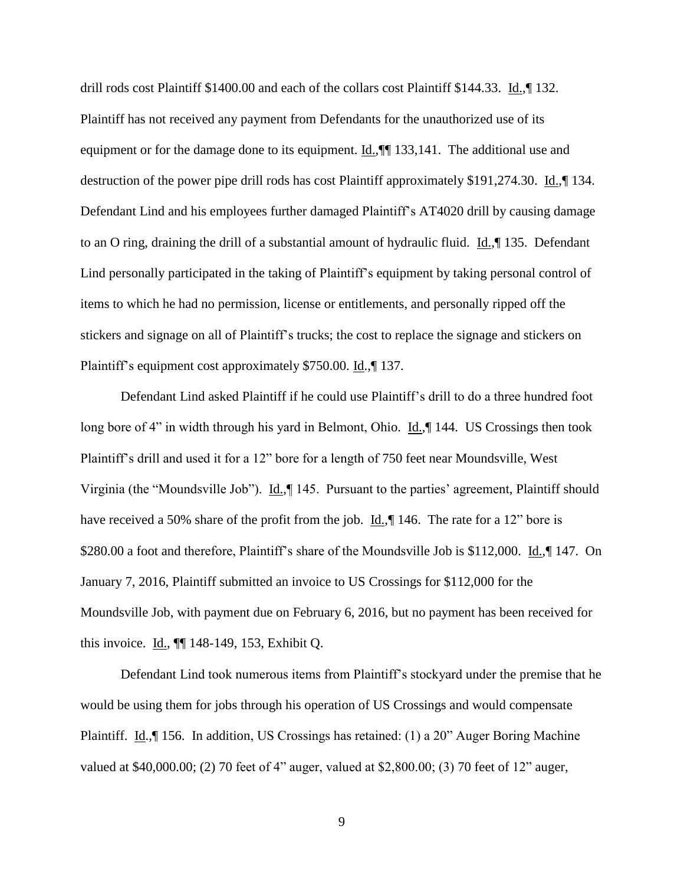drill rods cost Plaintiff $1400.00 and each of the collars cost Plaintiff $144.33. Id.,¶ 132. Plaintiff has not received any payment from Defendants for the unauthorized use of its equipment or for the damage done to its equipment. Id.,¶¶ 133,141. The additional use and destruction of the power pipe drill rods has cost Plaintiff approximately $191,274.30. Id.,¶ 134. Defendant Lind and his employees further damaged Plaintiff's AT4020 drill by causing damage to an O ring, draining the drill of a substantial amount of hydraulic fluid. Id.,¶ 135. Defendant Lind personally participated in the taking of Plaintiff's equipment by taking personal control of items to which he had no permission, license or entitlements, and personally ripped off the stickers and signage on all of Plaintiff's trucks; the cost to replace the signage and stickers on Plaintiff's equipment cost approximately $750.00. Id.,¶ 137.

Defendant Lind asked Plaintiff if he could use Plaintiff's drill to do a three hundred foot long bore of 4" in width through his yard in Belmont, Ohio. Id.,¶ 144. US Crossings then took Plaintiff's drill and used it for a 12" bore for a length of 750 feet near Moundsville, West Virginia (the "Moundsville Job"). Id.,¶ 145. Pursuant to the parties' agreement, Plaintiff should have received a 50% share of the profit from the job. Id.,¶ 146. The rate for a 12" bore is $280.00 a foot and therefore, Plaintiff's share of the Moundsville Job is $112,000. Id.,¶ 147. On January 7, 2016, Plaintiff submitted an invoice to US Crossings for $112,000 for the Moundsville Job, with payment due on February 6, 2016, but no payment has been received for this invoice. Id., ¶¶ 148-149, 153, Exhibit Q.

Defendant Lind took numerous items from Plaintiff's stockyard under the premise that he would be using them for jobs through his operation of US Crossings and would compensate Plaintiff. Id.,¶ 156. In addition, US Crossings has retained: (1) a 20" Auger Boring Machine valued at $40,000.00; (2) 70 feet of 4" auger, valued at $2,800.00; (3) 70 feet of 12" auger,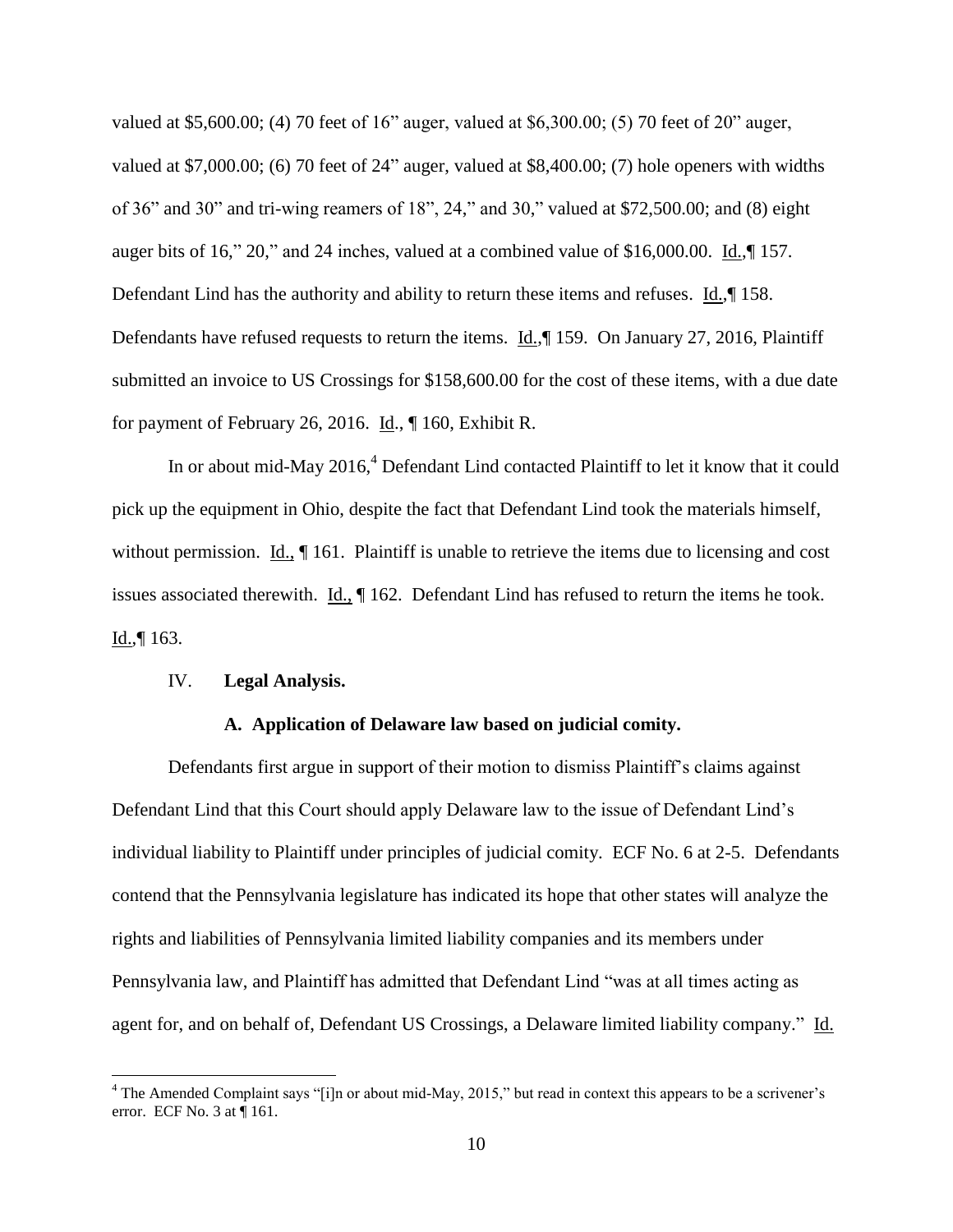valued at $5,600.00; (4) 70 feet of 16" auger, valued at $6,300.00; (5) 70 feet of 20" auger, valued at $7,000.00; (6) 70 feet of 24" auger, valued at $8,400.00; (7) hole openers with widths of 36" and 30" and tri-wing reamers of 18", 24," and 30," valued at $72,500.00; and (8) eight auger bits of 16," 20," and 24 inches, valued at a combined value of $16,000.00. Id.,¶ 157. Defendant Lind has the authority and ability to return these items and refuses. Id.,¶ 158. Defendants have refused requests to return the items. Id.,¶ 159. On January 27, 2016, Plaintiff submitted an invoice to US Crossings for $158,600.00 for the cost of these items, with a due date for payment of February 26, 2016. Id., ¶ 160, Exhibit R.

In or about mid-May 2016,[4] Defendant Lind contacted Plaintiff to let it know that it could pick up the equipment in Ohio, despite the fact that Defendant Lind took the materials himself, without permission. Id., ¶ 161. Plaintiff is unable to retrieve the items due to licensing and cost issues associated therewith. Id., ¶ 162. Defendant Lind has refused to return the items he took. Id.,¶ 163.

## IV. **Legal Analysis.**

### **A. Application of Delaware law based on judicial comity.**

Defendants first argue in support of their motion to dismiss Plaintiff's claims against Defendant Lind that this Court should apply Delaware law to the issue of Defendant Lind's individual liability to Plaintiff under principles of judicial comity. ECF No. 6 at 2-5. Defendants contend that the Pennsylvania legislature has indicated its hope that other states will analyze the rights and liabilities of Pennsylvania limited liability companies and its members under Pennsylvania law, and Plaintiff has admitted that Defendant Lind "was at all times acting as agent for, and on behalf of, Defendant US Crossings, a Delaware limited liability company." Id.

[4] The Amended Complaint says "[i]n or about mid-May, 2015," but read in context this appears to be a scrivener's error. ECF No. 3 at ¶ 161.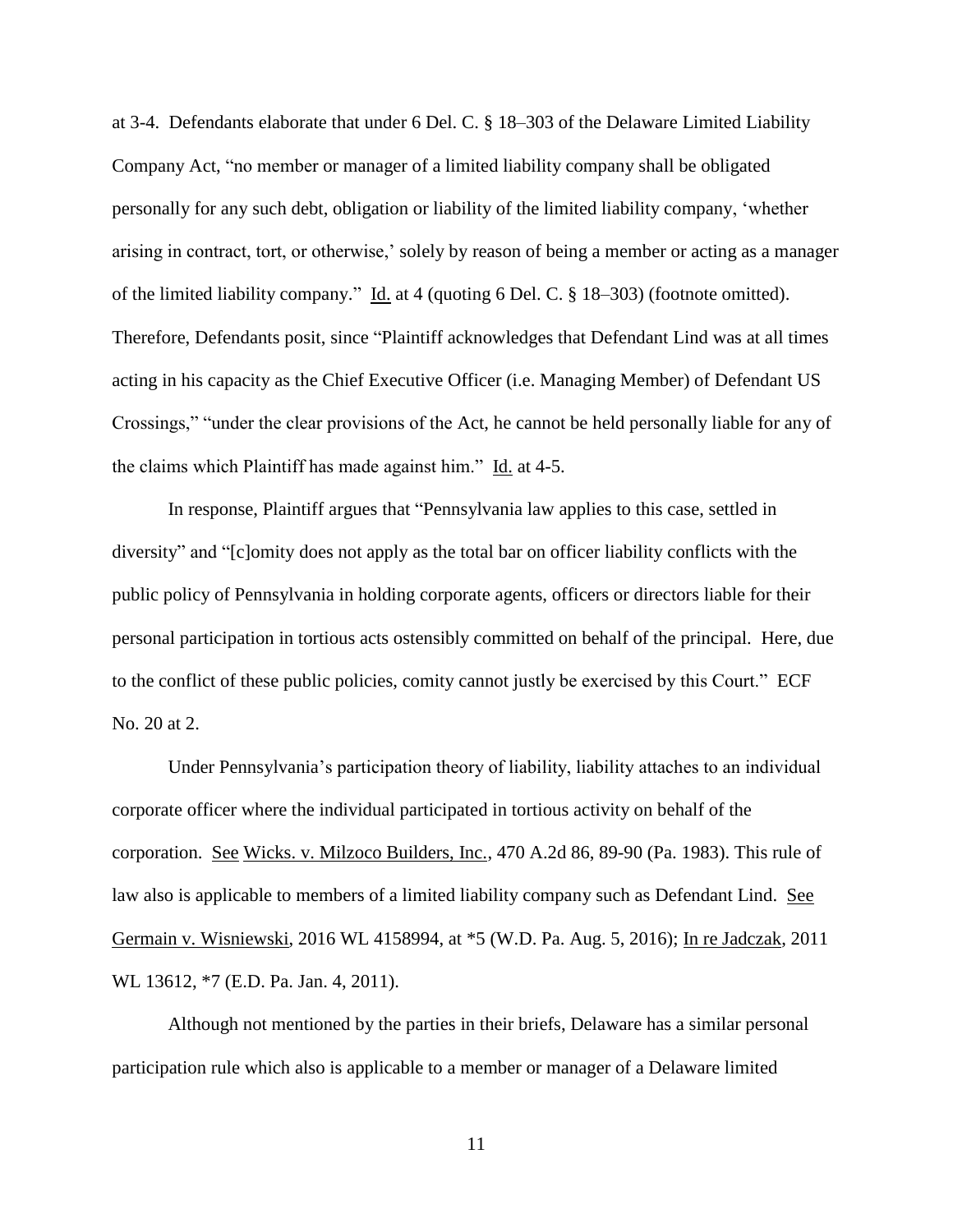at 3-4. Defendants elaborate that under 6 Del. C. § 18–303 of the Delaware Limited Liability Company Act, "no member or manager of a limited liability company shall be obligated personally for any such debt, obligation or liability of the limited liability company, 'whether arising in contract, tort, or otherwise,' solely by reason of being a member or acting as a manager of the limited liability company." Id. at 4 (quoting 6 Del. C. § 18–303) (footnote omitted). Therefore, Defendants posit, since "Plaintiff acknowledges that Defendant Lind was at all times acting in his capacity as the Chief Executive Officer (i.e. Managing Member) of Defendant US Crossings," "under the clear provisions of the Act, he cannot be held personally liable for any of the claims which Plaintiff has made against him." Id. at 4-5.

In response, Plaintiff argues that "Pennsylvania law applies to this case, settled in diversity" and "[c]omity does not apply as the total bar on officer liability conflicts with the public policy of Pennsylvania in holding corporate agents, officers or directors liable for their personal participation in tortious acts ostensibly committed on behalf of the principal. Here, due to the conflict of these public policies, comity cannot justly be exercised by this Court." ECF No. 20 at 2.

Under Pennsylvania's participation theory of liability, liability attaches to an individual corporate officer where the individual participated in tortious activity on behalf of the corporation. See Wicks. v. Milzoco Builders, Inc., 470 A.2d 86, 89-90 (Pa. 1983). This rule of law also is applicable to members of a limited liability company such as Defendant Lind. See Germain v. Wisniewski, 2016 WL 4158994, at *5 (W.D. Pa. Aug. 5, 2016); In re Jadczak, 2011 WL 13612, *7 (E.D. Pa. Jan. 4, 2011).

Although not mentioned by the parties in their briefs, Delaware has a similar personal participation rule which also is applicable to a member or manager of a Delaware limited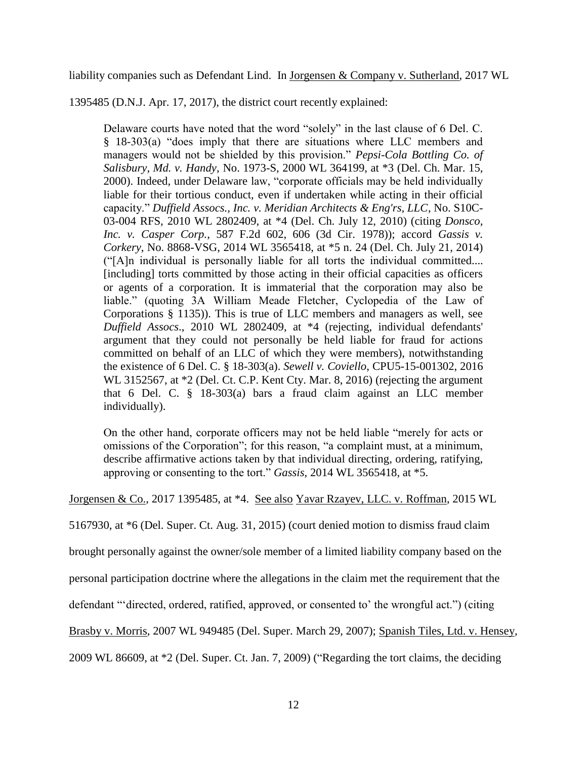liability companies such as Defendant Lind. In Jorgensen & Company v. Sutherland, 2017 WL 1395485 (D.N.J. Apr. 17, 2017), the district court recently explained:

> Delaware courts have noted that the word "solely" in the last clause of 6 Del. C. § 18-303(a) "does imply that there are situations where LLC members and managers would not be shielded by this provision." *Pepsi-Cola Bottling Co. of Salisbury, Md. v. Handy*, No. 1973-S, 2000 WL 364199, at *3 (Del. Ch. Mar. 15, 2000). Indeed, under Delaware law, "corporate officials may be held individually liable for their tortious conduct, even if undertaken while acting in their official capacity." *Duffield Assocs., Inc. v. Meridian Architects & Eng'rs, LLC*, No. S10C-03-004 RFS, 2010 WL 2802409, at *4 (Del. Ch. July 12, 2010) (citing *Donsco, Inc. v. Casper Corp.*, 587 F.2d 602, 606 (3d Cir. 1978)); accord *Gassis v. Corkery*, No. 8868-VSG, 2014 WL 3565418, at *5 n. 24 (Del. Ch. July 21, 2014) ("[A]n individual is personally liable for all torts the individual committed.... [including] torts committed by those acting in their official capacities as officers or agents of a corporation. It is immaterial that the corporation may also be liable." (quoting 3A William Meade Fletcher, Cyclopedia of the Law of Corporations § 1135)). This is true of LLC members and managers as well, see *Duffield Assocs*., 2010 WL 2802409, at *4 (rejecting, individual defendants' argument that they could not personally be held liable for fraud for actions committed on behalf of an LLC of which they were members), notwithstanding the existence of 6 Del. C. § 18-303(a). *Sewell v. Coviello*, CPU5-15-001302, 2016 WL 3152567, at *2 (Del. Ct. C.P. Kent Cty. Mar. 8, 2016) (rejecting the argument that 6 Del. C. § 18-303(a) bars a fraud claim against an LLC member individually).
>
> On the other hand, corporate officers may not be held liable "merely for acts or omissions of the Corporation"; for this reason, "a complaint must, at a minimum, describe affirmative actions taken by that individual directing, ordering, ratifying, approving or consenting to the tort." *Gassis*, 2014 WL 3565418, at *5.

Jorgensen & Co., 2017 1395485, at *4. See also Yavar Rzayev, LLC. v. Roffman, 2015 WL 5167930, at *6 (Del. Super. Ct. Aug. 31, 2015) (court denied motion to dismiss fraud claim brought personally against the owner/sole member of a limited liability company based on the personal participation doctrine where the allegations in the claim met the requirement that the defendant "'directed, ordered, ratified, approved, or consented to' the wrongful act.") (citing Brasby v. Morris, 2007 WL 949485 (Del. Super. March 29, 2007); Spanish Tiles, Ltd. v. Hensey, 2009 WL 86609, at *2 (Del. Super. Ct. Jan. 7, 2009) ("Regarding the tort claims, the deciding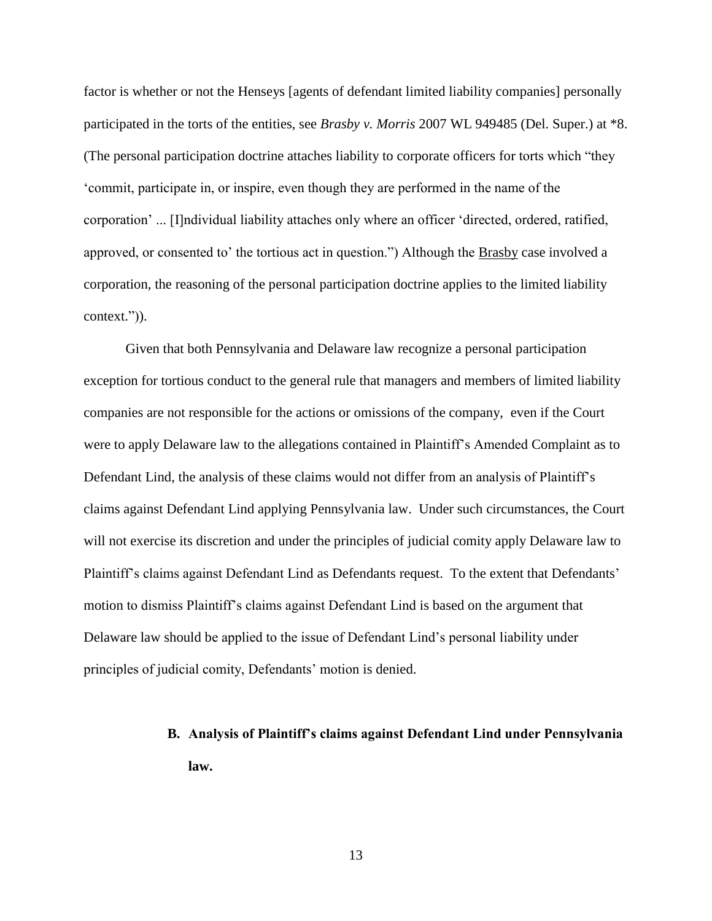factor is whether or not the Henseys [agents of defendant limited liability companies] personally participated in the torts of the entities, see *Brasby v. Morris* 2007 WL 949485 (Del. Super.) at *8. (The personal participation doctrine attaches liability to corporate officers for torts which "they 'commit, participate in, or inspire, even though they are performed in the name of the corporation' ... [I]ndividual liability attaches only where an officer 'directed, ordered, ratified, approved, or consented to' the tortious act in question.") Although the Brasby case involved a corporation, the reasoning of the personal participation doctrine applies to the limited liability context.")).

Given that both Pennsylvania and Delaware law recognize a personal participation exception for tortious conduct to the general rule that managers and members of limited liability companies are not responsible for the actions or omissions of the company, even if the Court were to apply Delaware law to the allegations contained in Plaintiff's Amended Complaint as to Defendant Lind, the analysis of these claims would not differ from an analysis of Plaintiff's claims against Defendant Lind applying Pennsylvania law. Under such circumstances, the Court will not exercise its discretion and under the principles of judicial comity apply Delaware law to Plaintiff's claims against Defendant Lind as Defendants request. To the extent that Defendants' motion to dismiss Plaintiff's claims against Defendant Lind is based on the argument that Delaware law should be applied to the issue of Defendant Lind's personal liability under principles of judicial comity, Defendants' motion is denied.

**B. Analysis of Plaintiff's claims against Defendant Lind under Pennsylvania law.**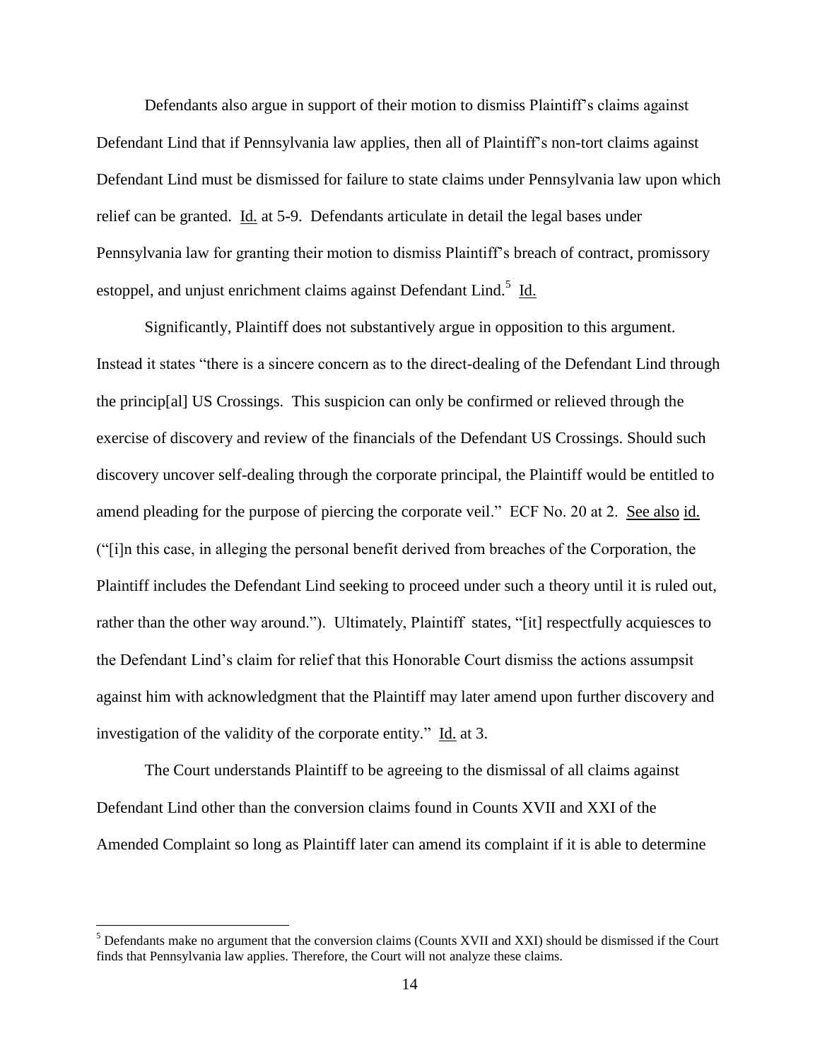Defendants also argue in support of their motion to dismiss Plaintiff's claims against Defendant Lind that if Pennsylvania law applies, then all of Plaintiff's non-tort claims against Defendant Lind must be dismissed for failure to state claims under Pennsylvania law upon which relief can be granted. Id. at 5-9. Defendants articulate in detail the legal bases under Pennsylvania law for granting their motion to dismiss Plaintiff's breach of contract, promissory estoppel, and unjust enrichment claims against Defendant Lind.[5] Id.

Significantly, Plaintiff does not substantively argue in opposition to this argument. Instead it states "there is a sincere concern as to the direct-dealing of the Defendant Lind through the princip[al] US Crossings. This suspicion can only be confirmed or relieved through the exercise of discovery and review of the financials of the Defendant US Crossings. Should such discovery uncover self-dealing through the corporate principal, the Plaintiff would be entitled to amend pleading for the purpose of piercing the corporate veil." ECF No. 20 at 2. See also id. ("[i]n this case, in alleging the personal benefit derived from breaches of the Corporation, the Plaintiff includes the Defendant Lind seeking to proceed under such a theory until it is ruled out, rather than the other way around."). Ultimately, Plaintiff states, "[it] respectfully acquiesces to the Defendant Lind's claim for relief that this Honorable Court dismiss the actions assumpsit against him with acknowledgment that the Plaintiff may later amend upon further discovery and investigation of the validity of the corporate entity." Id. at 3.

The Court understands Plaintiff to be agreeing to the dismissal of all claims against Defendant Lind other than the conversion claims found in Counts XVII and XXI of the Amended Complaint so long as Plaintiff later can amend its complaint if it is able to determine

[5] Defendants make no argument that the conversion claims (Counts XVII and XXI) should be dismissed if the Court finds that Pennsylvania law applies. Therefore, the Court will not analyze these claims.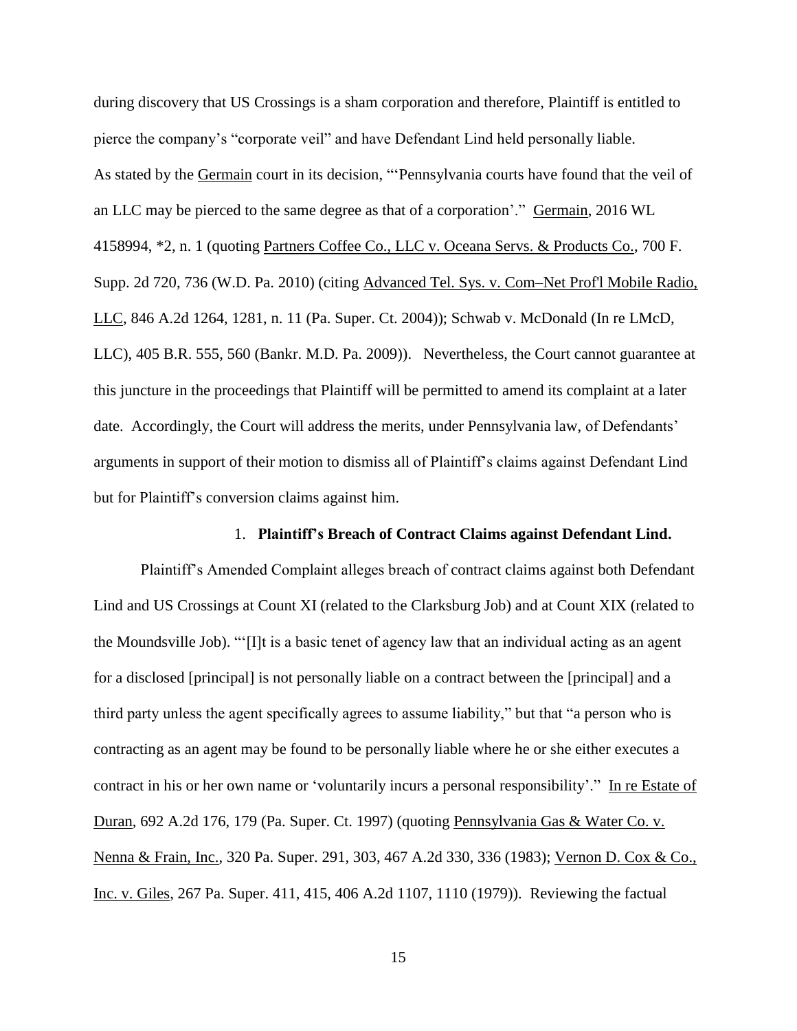during discovery that US Crossings is a sham corporation and therefore, Plaintiff is entitled to pierce the company's "corporate veil" and have Defendant Lind held personally liable. As stated by the Germain court in its decision, "'Pennsylvania courts have found that the veil of an LLC may be pierced to the same degree as that of a corporation'." Germain, 2016 WL 4158994, *2, n. 1 (quoting Partners Coffee Co., LLC v. Oceana Servs. & Products Co., 700 F. Supp. 2d 720, 736 (W.D. Pa. 2010) (citing Advanced Tel. Sys. v. Com–Net Prof'l Mobile Radio, LLC, 846 A.2d 1264, 1281, n. 11 (Pa. Super. Ct. 2004)); Schwab v. McDonald (In re LMcD, LLC), 405 B.R. 555, 560 (Bankr. M.D. Pa. 2009)). Nevertheless, the Court cannot guarantee at this juncture in the proceedings that Plaintiff will be permitted to amend its complaint at a later date. Accordingly, the Court will address the merits, under Pennsylvania law, of Defendants' arguments in support of their motion to dismiss all of Plaintiff's claims against Defendant Lind but for Plaintiff's conversion claims against him.

1. **Plaintiff's Breach of Contract Claims against Defendant Lind.**

Plaintiff's Amended Complaint alleges breach of contract claims against both Defendant Lind and US Crossings at Count XI (related to the Clarksburg Job) and at Count XIX (related to the Moundsville Job). "'[I]t is a basic tenet of agency law that an individual acting as an agent for a disclosed [principal] is not personally liable on a contract between the [principal] and a third party unless the agent specifically agrees to assume liability," but that "a person who is contracting as an agent may be found to be personally liable where he or she either executes a contract in his or her own name or 'voluntarily incurs a personal responsibility'." In re Estate of Duran, 692 A.2d 176, 179 (Pa. Super. Ct. 1997) (quoting Pennsylvania Gas & Water Co. v. Nenna & Frain, Inc., 320 Pa. Super. 291, 303, 467 A.2d 330, 336 (1983); Vernon D. Cox & Co., Inc. v. Giles, 267 Pa. Super. 411, 415, 406 A.2d 1107, 1110 (1979)). Reviewing the factual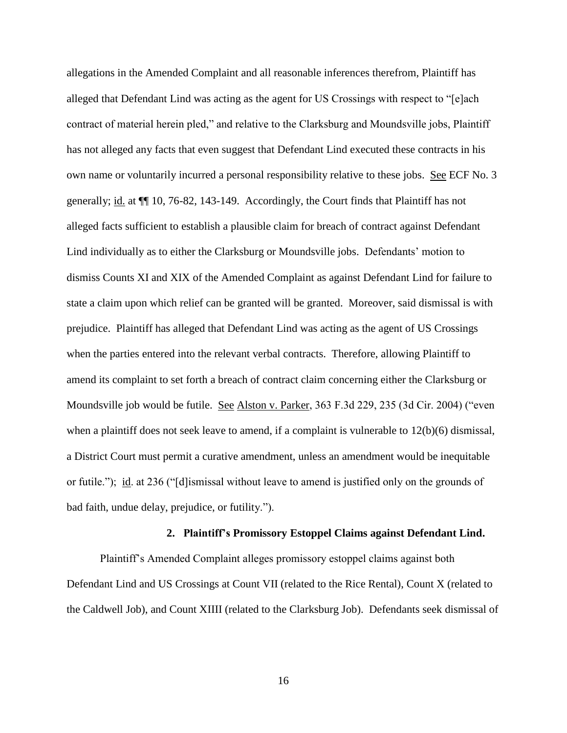allegations in the Amended Complaint and all reasonable inferences therefrom, Plaintiff has alleged that Defendant Lind was acting as the agent for US Crossings with respect to "[e]ach contract of material herein pled," and relative to the Clarksburg and Moundsville jobs, Plaintiff has not alleged any facts that even suggest that Defendant Lind executed these contracts in his own name or voluntarily incurred a personal responsibility relative to these jobs. See ECF No. 3 generally; id. at ¶¶ 10, 76-82, 143-149. Accordingly, the Court finds that Plaintiff has not alleged facts sufficient to establish a plausible claim for breach of contract against Defendant Lind individually as to either the Clarksburg or Moundsville jobs. Defendants' motion to dismiss Counts XI and XIX of the Amended Complaint as against Defendant Lind for failure to state a claim upon which relief can be granted will be granted. Moreover, said dismissal is with prejudice. Plaintiff has alleged that Defendant Lind was acting as the agent of US Crossings when the parties entered into the relevant verbal contracts. Therefore, allowing Plaintiff to amend its complaint to set forth a breach of contract claim concerning either the Clarksburg or Moundsville job would be futile. See Alston v. Parker, 363 F.3d 229, 235 (3d Cir. 2004) ("even when a plaintiff does not seek leave to amend, if a complaint is vulnerable to 12(b)(6) dismissal, a District Court must permit a curative amendment, unless an amendment would be inequitable or futile."); id. at 236 ("[d]ismissal without leave to amend is justified only on the grounds of bad faith, undue delay, prejudice, or futility.").

### 2. Plaintiff's Promissory Estoppel Claims against Defendant Lind.

Plaintiff's Amended Complaint alleges promissory estoppel claims against both Defendant Lind and US Crossings at Count VII (related to the Rice Rental), Count X (related to the Caldwell Job), and Count XIIII (related to the Clarksburg Job). Defendants seek dismissal of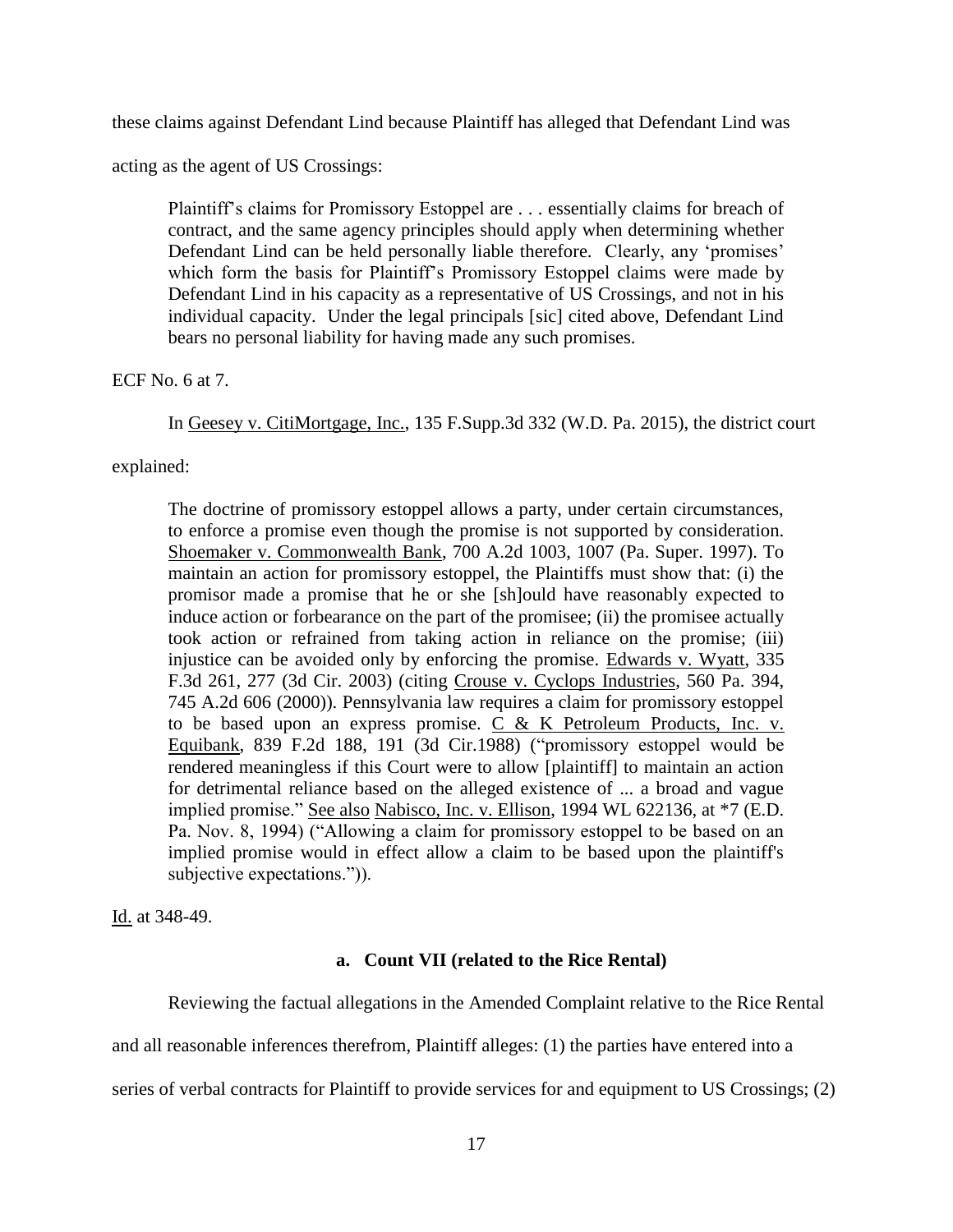these claims against Defendant Lind because Plaintiff has alleged that Defendant Lind was acting as the agent of US Crossings:

> Plaintiff's claims for Promissory Estoppel are . . . essentially claims for breach of contract, and the same agency principles should apply when determining whether Defendant Lind can be held personally liable therefore. Clearly, any 'promises' which form the basis for Plaintiff's Promissory Estoppel claims were made by Defendant Lind in his capacity as a representative of US Crossings, and not in his individual capacity. Under the legal principals [sic] cited above, Defendant Lind bears no personal liability for having made any such promises.

ECF No. 6 at 7.

In Geesey v. CitiMortgage, Inc., 135 F.Supp.3d 332 (W.D. Pa. 2015), the district court explained:

> The doctrine of promissory estoppel allows a party, under certain circumstances, to enforce a promise even though the promise is not supported by consideration. Shoemaker v. Commonwealth Bank, 700 A.2d 1003, 1007 (Pa. Super. 1997). To maintain an action for promissory estoppel, the Plaintiffs must show that: (i) the promisor made a promise that he or she [sh]ould have reasonably expected to induce action or forbearance on the part of the promisee; (ii) the promisee actually took action or refrained from taking action in reliance on the promise; (iii) injustice can be avoided only by enforcing the promise. Edwards v. Wyatt, 335 F.3d 261, 277 (3d Cir. 2003) (citing Crouse v. Cyclops Industries, 560 Pa. 394, 745 A.2d 606 (2000)). Pennsylvania law requires a claim for promissory estoppel to be based upon an express promise. C & K Petroleum Products, Inc. v. Equibank, 839 F.2d 188, 191 (3d Cir.1988) ("promissory estoppel would be rendered meaningless if this Court were to allow [plaintiff] to maintain an action for detrimental reliance based on the alleged existence of ... a broad and vague implied promise." See also Nabisco, Inc. v. Ellison, 1994 WL 622136, at *7 (E.D. Pa. Nov. 8, 1994) ("Allowing a claim for promissory estoppel to be based on an implied promise would in effect allow a claim to be based upon the plaintiff's subjective expectations.")).

Id. at 348-49.

**a. Count VII (related to the Rice Rental)**

Reviewing the factual allegations in the Amended Complaint relative to the Rice Rental and all reasonable inferences therefrom, Plaintiff alleges: (1) the parties have entered into a series of verbal contracts for Plaintiff to provide services for and equipment to US Crossings; (2)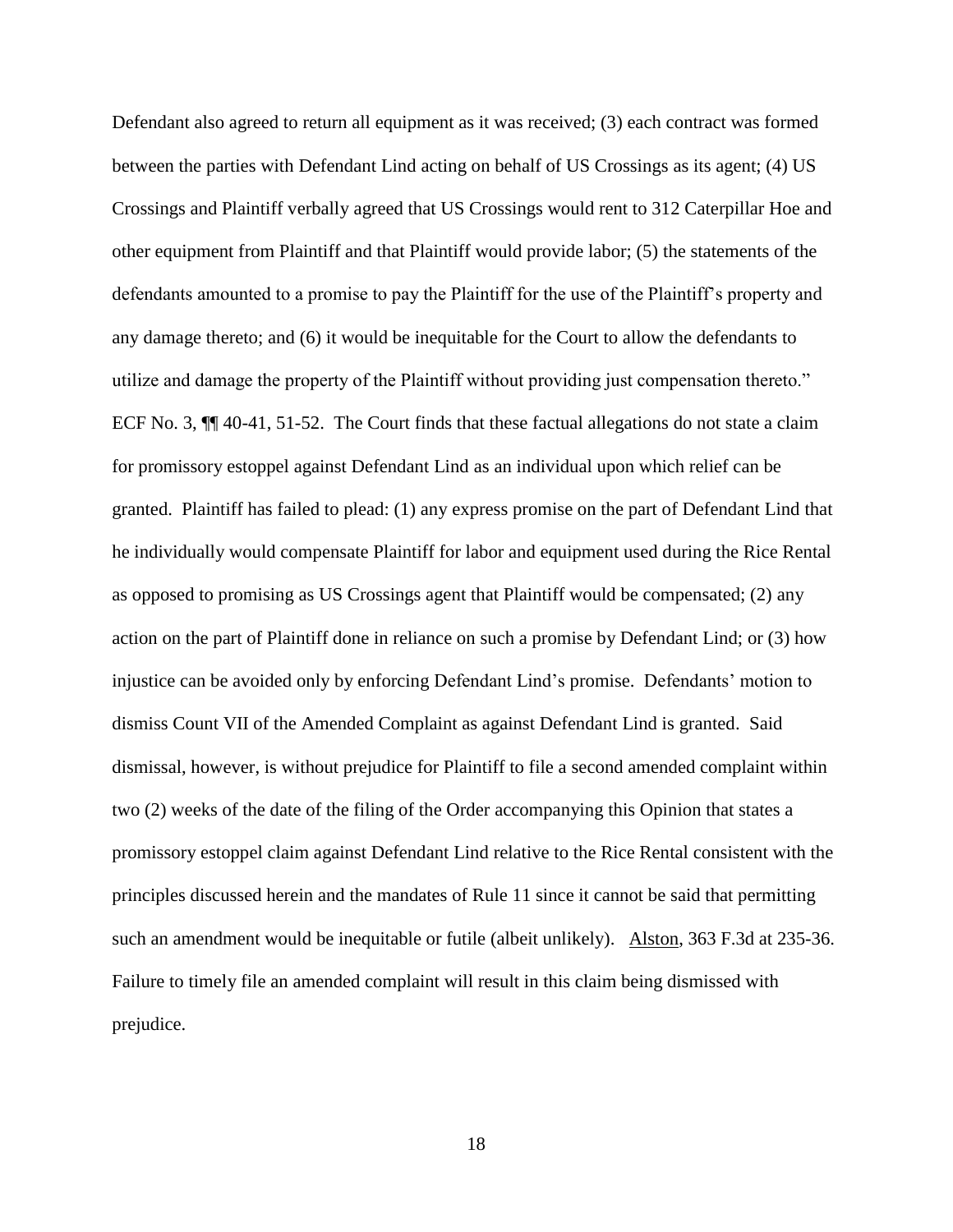Defendant also agreed to return all equipment as it was received; (3) each contract was formed between the parties with Defendant Lind acting on behalf of US Crossings as its agent; (4) US Crossings and Plaintiff verbally agreed that US Crossings would rent to 312 Caterpillar Hoe and other equipment from Plaintiff and that Plaintiff would provide labor; (5) the statements of the defendants amounted to a promise to pay the Plaintiff for the use of the Plaintiff's property and any damage thereto; and (6) it would be inequitable for the Court to allow the defendants to utilize and damage the property of the Plaintiff without providing just compensation thereto." ECF No. 3, ¶¶ 40-41, 51-52. The Court finds that these factual allegations do not state a claim for promissory estoppel against Defendant Lind as an individual upon which relief can be granted. Plaintiff has failed to plead: (1) any express promise on the part of Defendant Lind that he individually would compensate Plaintiff for labor and equipment used during the Rice Rental as opposed to promising as US Crossings agent that Plaintiff would be compensated; (2) any action on the part of Plaintiff done in reliance on such a promise by Defendant Lind; or (3) how injustice can be avoided only by enforcing Defendant Lind's promise. Defendants' motion to dismiss Count VII of the Amended Complaint as against Defendant Lind is granted. Said dismissal, however, is without prejudice for Plaintiff to file a second amended complaint within two (2) weeks of the date of the filing of the Order accompanying this Opinion that states a promissory estoppel claim against Defendant Lind relative to the Rice Rental consistent with the principles discussed herein and the mandates of Rule 11 since it cannot be said that permitting such an amendment would be inequitable or futile (albeit unlikely). Alston, 363 F.3d at 235-36. Failure to timely file an amended complaint will result in this claim being dismissed with prejudice.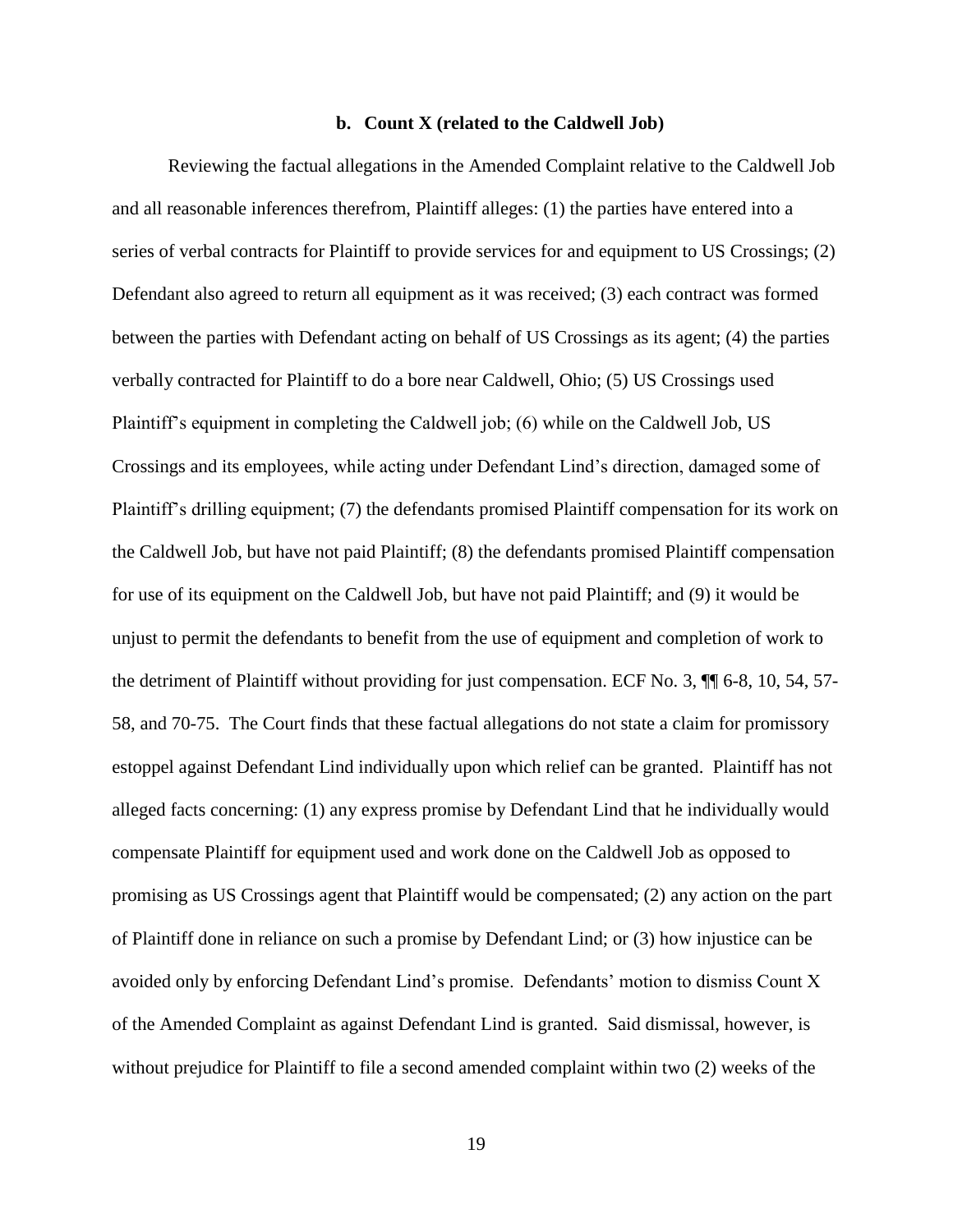**b. Count X (related to the Caldwell Job)**

Reviewing the factual allegations in the Amended Complaint relative to the Caldwell Job and all reasonable inferences therefrom, Plaintiff alleges: (1) the parties have entered into a series of verbal contracts for Plaintiff to provide services for and equipment to US Crossings; (2) Defendant also agreed to return all equipment as it was received; (3) each contract was formed between the parties with Defendant acting on behalf of US Crossings as its agent; (4) the parties verbally contracted for Plaintiff to do a bore near Caldwell, Ohio; (5) US Crossings used Plaintiff's equipment in completing the Caldwell job; (6) while on the Caldwell Job, US Crossings and its employees, while acting under Defendant Lind's direction, damaged some of Plaintiff's drilling equipment; (7) the defendants promised Plaintiff compensation for its work on the Caldwell Job, but have not paid Plaintiff; (8) the defendants promised Plaintiff compensation for use of its equipment on the Caldwell Job, but have not paid Plaintiff; and (9) it would be unjust to permit the defendants to benefit from the use of equipment and completion of work to the detriment of Plaintiff without providing for just compensation. ECF No. 3, ¶¶ 6-8, 10, 54, 57-58, and 70-75. The Court finds that these factual allegations do not state a claim for promissory estoppel against Defendant Lind individually upon which relief can be granted. Plaintiff has not alleged facts concerning: (1) any express promise by Defendant Lind that he individually would compensate Plaintiff for equipment used and work done on the Caldwell Job as opposed to promising as US Crossings agent that Plaintiff would be compensated; (2) any action on the part of Plaintiff done in reliance on such a promise by Defendant Lind; or (3) how injustice can be avoided only by enforcing Defendant Lind's promise. Defendants' motion to dismiss Count X of the Amended Complaint as against Defendant Lind is granted. Said dismissal, however, is without prejudice for Plaintiff to file a second amended complaint within two (2) weeks of the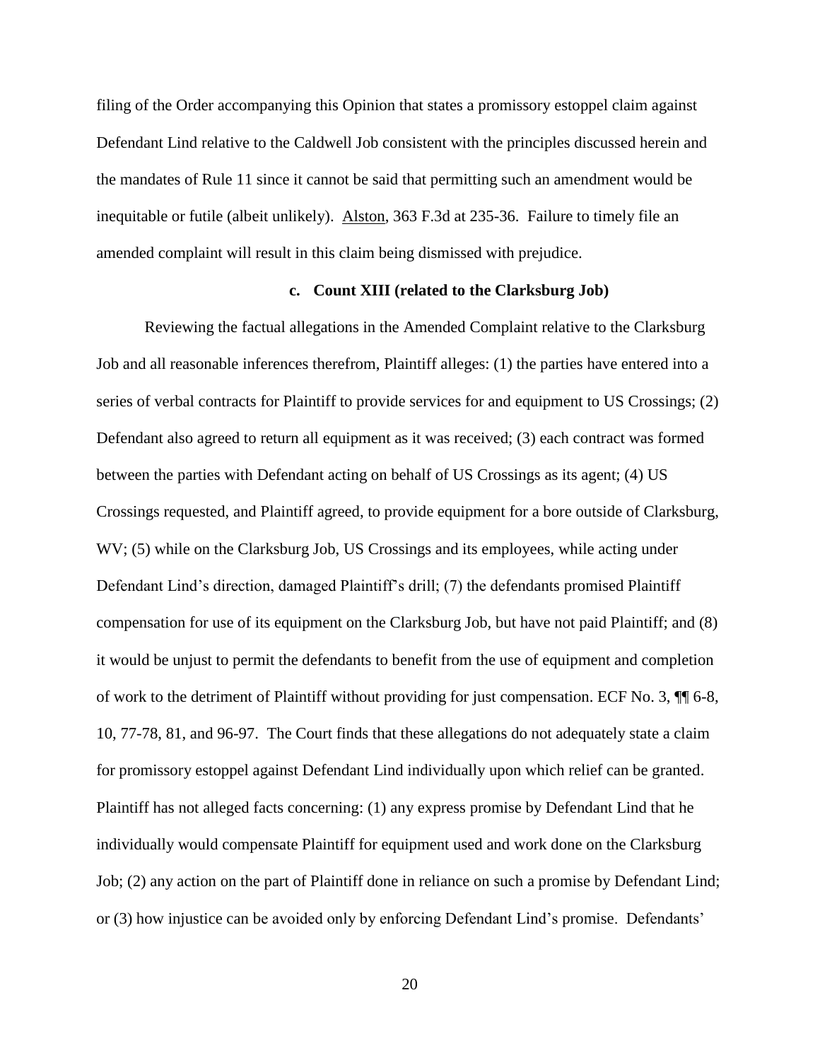filing of the Order accompanying this Opinion that states a promissory estoppel claim against Defendant Lind relative to the Caldwell Job consistent with the principles discussed herein and the mandates of Rule 11 since it cannot be said that permitting such an amendment would be inequitable or futile (albeit unlikely). Alston, 363 F.3d at 235-36. Failure to timely file an amended complaint will result in this claim being dismissed with prejudice.

#### c. Count XIII (related to the Clarksburg Job)

Reviewing the factual allegations in the Amended Complaint relative to the Clarksburg Job and all reasonable inferences therefrom, Plaintiff alleges: (1) the parties have entered into a series of verbal contracts for Plaintiff to provide services for and equipment to US Crossings; (2) Defendant also agreed to return all equipment as it was received; (3) each contract was formed between the parties with Defendant acting on behalf of US Crossings as its agent; (4) US Crossings requested, and Plaintiff agreed, to provide equipment for a bore outside of Clarksburg, WV; (5) while on the Clarksburg Job, US Crossings and its employees, while acting under Defendant Lind's direction, damaged Plaintiff's drill; (7) the defendants promised Plaintiff compensation for use of its equipment on the Clarksburg Job, but have not paid Plaintiff; and (8) it would be unjust to permit the defendants to benefit from the use of equipment and completion of work to the detriment of Plaintiff without providing for just compensation. ECF No. 3, ¶¶ 6-8, 10, 77-78, 81, and 96-97. The Court finds that these allegations do not adequately state a claim for promissory estoppel against Defendant Lind individually upon which relief can be granted. Plaintiff has not alleged facts concerning: (1) any express promise by Defendant Lind that he individually would compensate Plaintiff for equipment used and work done on the Clarksburg Job; (2) any action on the part of Plaintiff done in reliance on such a promise by Defendant Lind; or (3) how injustice can be avoided only by enforcing Defendant Lind's promise. Defendants'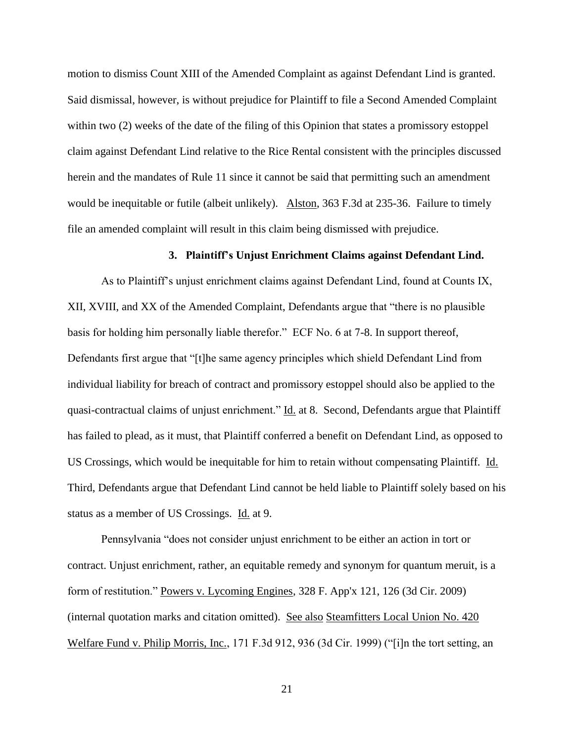motion to dismiss Count XIII of the Amended Complaint as against Defendant Lind is granted. Said dismissal, however, is without prejudice for Plaintiff to file a Second Amended Complaint within two (2) weeks of the date of the filing of this Opinion that states a promissory estoppel claim against Defendant Lind relative to the Rice Rental consistent with the principles discussed herein and the mandates of Rule 11 since it cannot be said that permitting such an amendment would be inequitable or futile (albeit unlikely). Alston, 363 F.3d at 235-36. Failure to timely file an amended complaint will result in this claim being dismissed with prejudice.

### 3. Plaintiff's Unjust Enrichment Claims against Defendant Lind.

As to Plaintiff's unjust enrichment claims against Defendant Lind, found at Counts IX, XII, XVIII, and XX of the Amended Complaint, Defendants argue that "there is no plausible basis for holding him personally liable therefor." ECF No. 6 at 7-8. In support thereof, Defendants first argue that "[t]he same agency principles which shield Defendant Lind from individual liability for breach of contract and promissory estoppel should also be applied to the quasi-contractual claims of unjust enrichment." Id. at 8. Second, Defendants argue that Plaintiff has failed to plead, as it must, that Plaintiff conferred a benefit on Defendant Lind, as opposed to US Crossings, which would be inequitable for him to retain without compensating Plaintiff. Id. Third, Defendants argue that Defendant Lind cannot be held liable to Plaintiff solely based on his status as a member of US Crossings. Id. at 9.

Pennsylvania "does not consider unjust enrichment to be either an action in tort or contract. Unjust enrichment, rather, an equitable remedy and synonym for quantum meruit, is a form of restitution." Powers v. Lycoming Engines, 328 F. App'x 121, 126 (3d Cir. 2009) (internal quotation marks and citation omitted). See also Steamfitters Local Union No. 420 Welfare Fund v. Philip Morris, Inc., 171 F.3d 912, 936 (3d Cir. 1999) ("[i]n the tort setting, an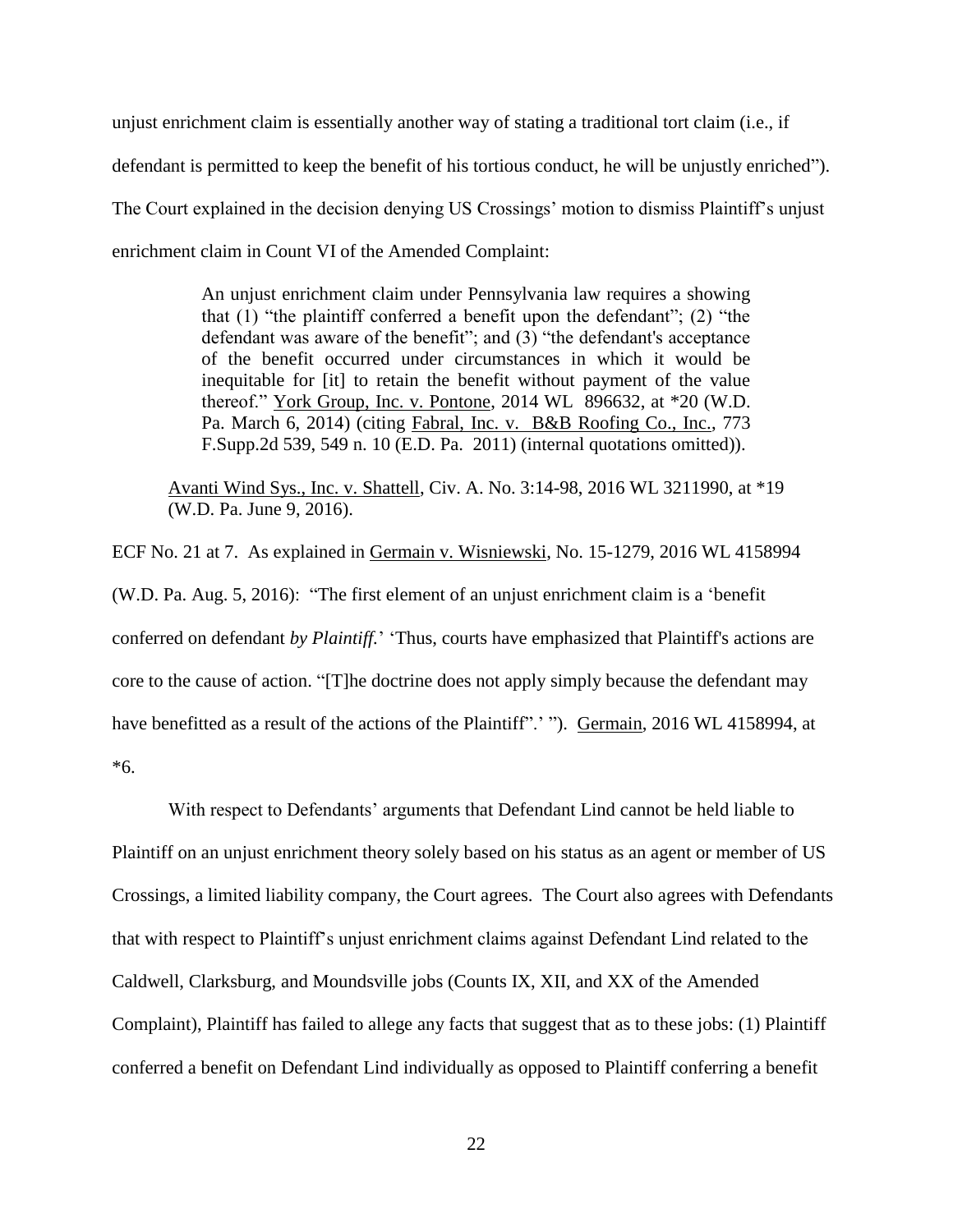unjust enrichment claim is essentially another way of stating a traditional tort claim (i.e., if defendant is permitted to keep the benefit of his tortious conduct, he will be unjustly enriched"). The Court explained in the decision denying US Crossings' motion to dismiss Plaintiff's unjust enrichment claim in Count VI of the Amended Complaint:

> An unjust enrichment claim under Pennsylvania law requires a showing that (1) "the plaintiff conferred a benefit upon the defendant"; (2) "the defendant was aware of the benefit"; and (3) "the defendant's acceptance of the benefit occurred under circumstances in which it would be inequitable for [it] to retain the benefit without payment of the value thereof." York Group, Inc. v. Pontone, 2014 WL 896632, at *20 (W.D. Pa. March 6, 2014) (citing Fabral, Inc. v. B&B Roofing Co., Inc., 773 F.Supp.2d 539, 549 n. 10 (E.D. Pa. 2011) (internal quotations omitted)).

Avanti Wind Sys., Inc. v. Shattell, Civ. A. No. 3:14-98, 2016 WL 3211990, at *19 (W.D. Pa. June 9, 2016).

ECF No. 21 at 7. As explained in Germain v. Wisniewski, No. 15-1279, 2016 WL 4158994 (W.D. Pa. Aug. 5, 2016): "The first element of an unjust enrichment claim is a 'benefit conferred on defendant *by Plaintiff*.' 'Thus, courts have emphasized that Plaintiff's actions are core to the cause of action. "[T]he doctrine does not apply simply because the defendant may have benefitted as a result of the actions of the Plaintiff".' "). Germain, 2016 WL 4158994, at *6.

With respect to Defendants' arguments that Defendant Lind cannot be held liable to Plaintiff on an unjust enrichment theory solely based on his status as an agent or member of US Crossings, a limited liability company, the Court agrees. The Court also agrees with Defendants that with respect to Plaintiff's unjust enrichment claims against Defendant Lind related to the Caldwell, Clarksburg, and Moundsville jobs (Counts IX, XII, and XX of the Amended Complaint), Plaintiff has failed to allege any facts that suggest that as to these jobs: (1) Plaintiff conferred a benefit on Defendant Lind individually as opposed to Plaintiff conferring a benefit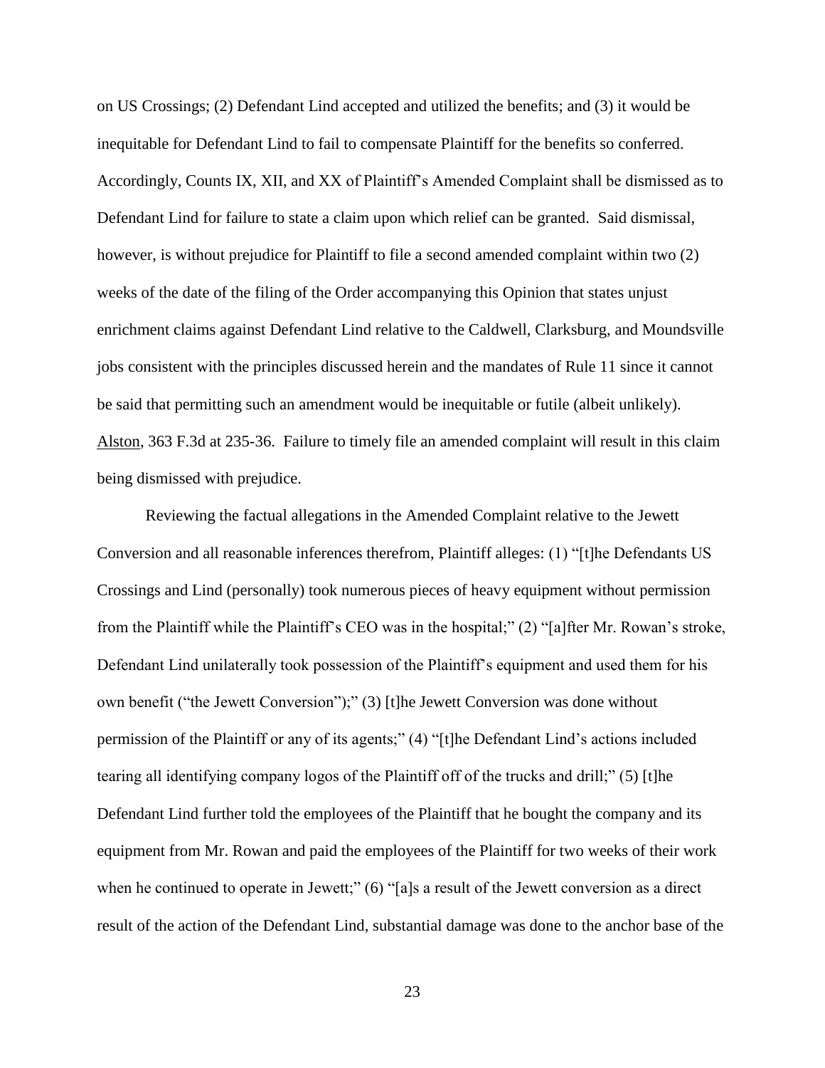on US Crossings; (2) Defendant Lind accepted and utilized the benefits; and (3) it would be inequitable for Defendant Lind to fail to compensate Plaintiff for the benefits so conferred. Accordingly, Counts IX, XII, and XX of Plaintiff's Amended Complaint shall be dismissed as to Defendant Lind for failure to state a claim upon which relief can be granted. Said dismissal, however, is without prejudice for Plaintiff to file a second amended complaint within two (2) weeks of the date of the filing of the Order accompanying this Opinion that states unjust enrichment claims against Defendant Lind relative to the Caldwell, Clarksburg, and Moundsville jobs consistent with the principles discussed herein and the mandates of Rule 11 since it cannot be said that permitting such an amendment would be inequitable or futile (albeit unlikely). Alston, 363 F.3d at 235-36. Failure to timely file an amended complaint will result in this claim being dismissed with prejudice.

Reviewing the factual allegations in the Amended Complaint relative to the Jewett Conversion and all reasonable inferences therefrom, Plaintiff alleges: (1) "[t]he Defendants US Crossings and Lind (personally) took numerous pieces of heavy equipment without permission from the Plaintiff while the Plaintiff's CEO was in the hospital;" (2) "[a]fter Mr. Rowan's stroke, Defendant Lind unilaterally took possession of the Plaintiff's equipment and used them for his own benefit ("the Jewett Conversion");" (3) [t]he Jewett Conversion was done without permission of the Plaintiff or any of its agents;" (4) "[t]he Defendant Lind's actions included tearing all identifying company logos of the Plaintiff off of the trucks and drill;" (5) [t]he Defendant Lind further told the employees of the Plaintiff that he bought the company and its equipment from Mr. Rowan and paid the employees of the Plaintiff for two weeks of their work when he continued to operate in Jewett;" (6) "[a]s a result of the Jewett conversion as a direct result of the action of the Defendant Lind, substantial damage was done to the anchor base of the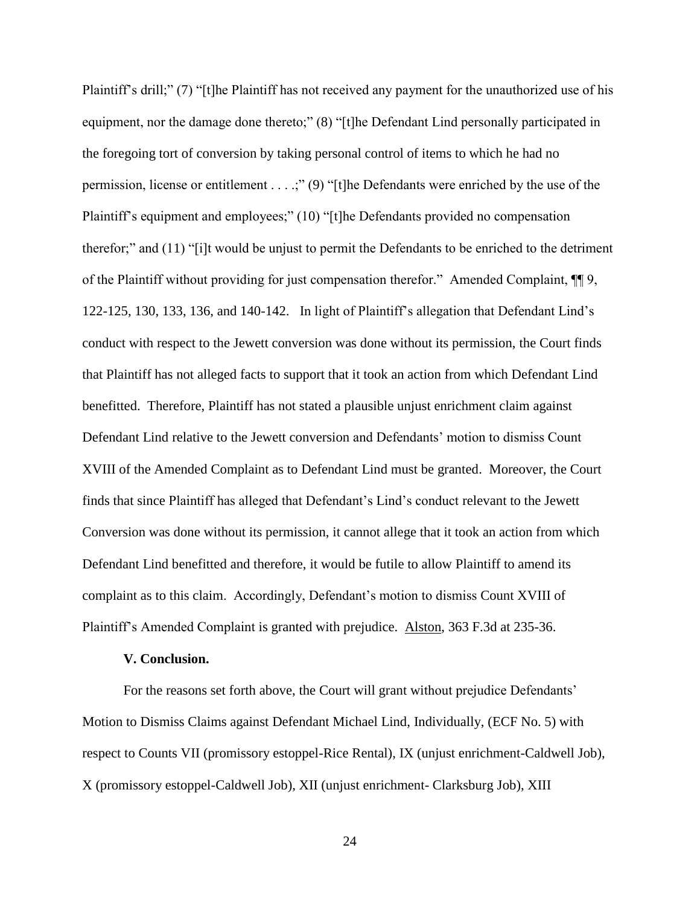Plaintiff's drill;" (7) "[t]he Plaintiff has not received any payment for the unauthorized use of his equipment, nor the damage done thereto;" (8) "[t]he Defendant Lind personally participated in the foregoing tort of conversion by taking personal control of items to which he had no permission, license or entitlement . . . .;" (9) "[t]he Defendants were enriched by the use of the Plaintiff's equipment and employees;" (10) "[t]he Defendants provided no compensation therefor;" and (11) "[i]t would be unjust to permit the Defendants to be enriched to the detriment of the Plaintiff without providing for just compensation therefor." Amended Complaint, ¶¶ 9, 122-125, 130, 133, 136, and 140-142. In light of Plaintiff's allegation that Defendant Lind's conduct with respect to the Jewett conversion was done without its permission, the Court finds that Plaintiff has not alleged facts to support that it took an action from which Defendant Lind benefitted. Therefore, Plaintiff has not stated a plausible unjust enrichment claim against Defendant Lind relative to the Jewett conversion and Defendants' motion to dismiss Count XVIII of the Amended Complaint as to Defendant Lind must be granted. Moreover, the Court finds that since Plaintiff has alleged that Defendant's Lind's conduct relevant to the Jewett Conversion was done without its permission, it cannot allege that it took an action from which Defendant Lind benefitted and therefore, it would be futile to allow Plaintiff to amend its complaint as to this claim. Accordingly, Defendant's motion to dismiss Count XVIII of Plaintiff's Amended Complaint is granted with prejudice. Alston, 363 F.3d at 235-36.

**V. Conclusion.**

For the reasons set forth above, the Court will grant without prejudice Defendants' Motion to Dismiss Claims against Defendant Michael Lind, Individually, (ECF No. 5) with respect to Counts VII (promissory estoppel-Rice Rental), IX (unjust enrichment-Caldwell Job), X (promissory estoppel-Caldwell Job), XII (unjust enrichment- Clarksburg Job), XIII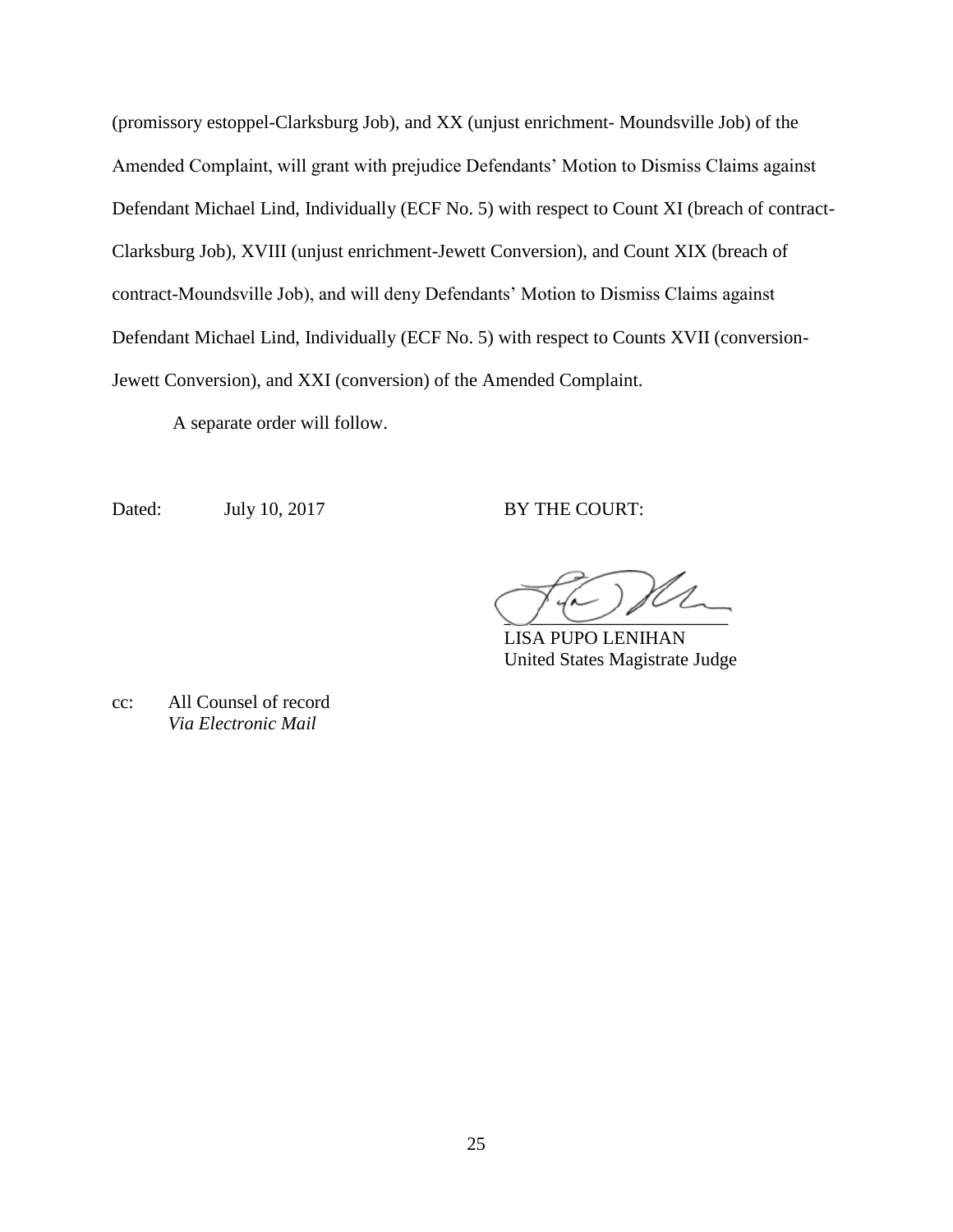(promissory estoppel-Clarksburg Job), and XX (unjust enrichment- Moundsville Job) of the Amended Complaint, will grant with prejudice Defendants' Motion to Dismiss Claims against Defendant Michael Lind, Individually (ECF No. 5) with respect to Count XI (breach of contract-Clarksburg Job), XVIII (unjust enrichment-Jewett Conversion), and Count XIX (breach of contract-Moundsville Job), and will deny Defendants' Motion to Dismiss Claims against Defendant Michael Lind, Individually (ECF No. 5) with respect to Counts XVII (conversion-Jewett Conversion), and XXI (conversion) of the Amended Complaint.

A separate order will follow.

Dated: July 10, 2017

BY THE COURT:

LISA PUPO LENIHAN
United States Magistrate Judge

cc: All Counsel of record
*Via Electronic Mail*